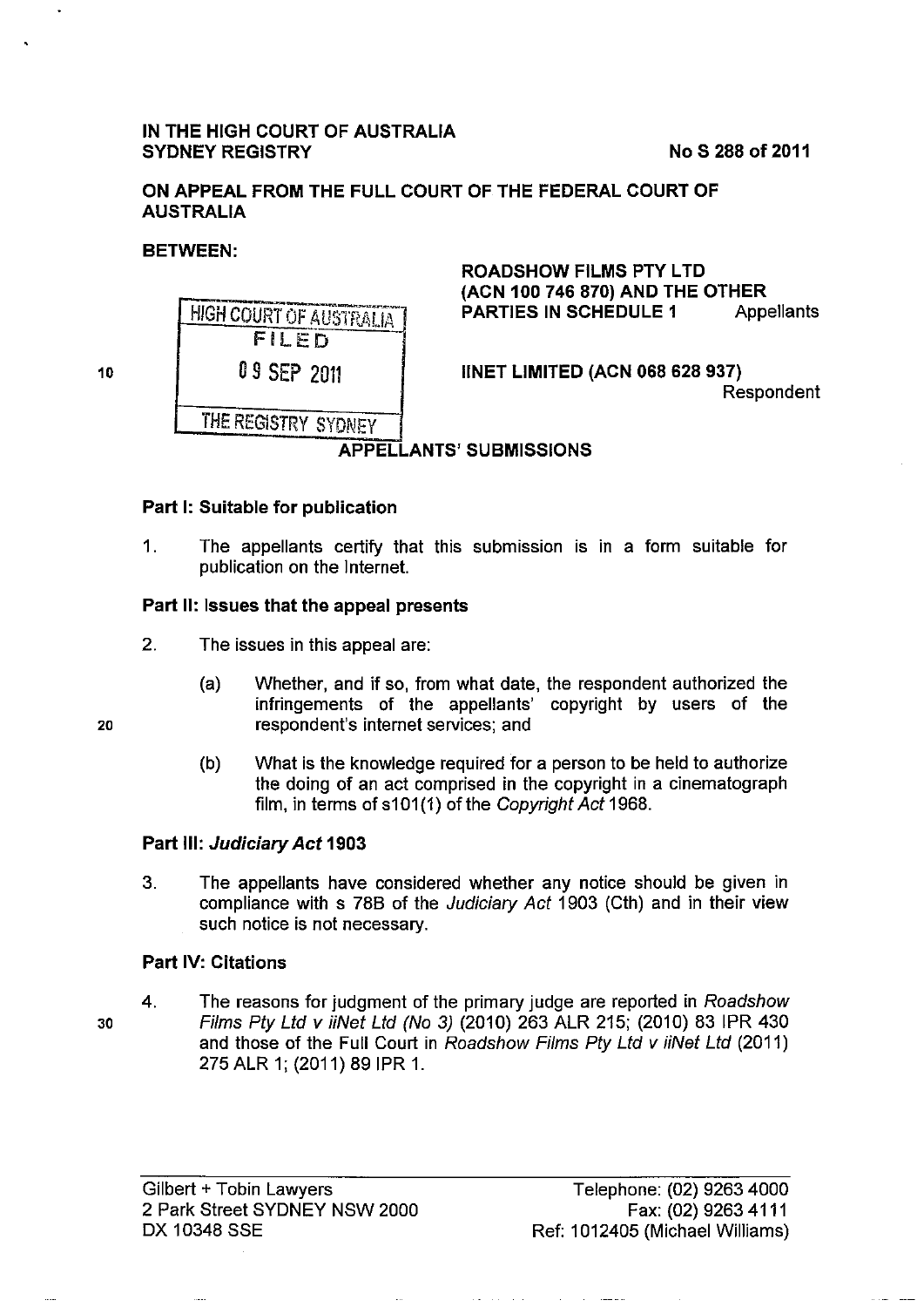**IN THE HIGH COURT OF AUSTRALIA**
**SYDNEY REGISTRY**

**No S 288 of 2011**

**ON APPEAL FROM THE FULL COURT OF THE FEDERAL COURT OF AUSTRALIA**

**BETWEEN:**

**ROADSHOW FILMS PTY LTD (ACN 100 746 870) AND THE OTHER PARTIES IN SCHEDULE 1** Appellants

HIGH COURT OF AUSTRALIA
FILED
09 SEP 2011
THE REGISTRY SYDNEY

**IINET LIMITED (ACN 068 628 937)**
Respondent

## APPELLANTS' SUBMISSIONS

### Part I: Suitable for publication

1. The appellants certify that this submission is in a form suitable for publication on the Internet.

### Part II: Issues that the appeal presents

2. The issues in this appeal are:

   (a) Whether, and if so, from what date, the respondent authorized the infringements of the appellants' copyright by users of the respondent's internet services; and

   (b) What is the knowledge required for a person to be held to authorize the doing of an act comprised in the copyright in a cinematograph film, in terms of s101(1) of the *Copyright Act* 1968.

### Part III: *Judiciary Act* 1903

3. The appellants have considered whether any notice should be given in compliance with s 78B of the *Judiciary Act* 1903 (Cth) and in their view such notice is not necessary.

### Part IV: Citations

4. The reasons for judgment of the primary judge are reported in *Roadshow Films Pty Ltd v iiNet Ltd (No 3)* (2010) 263 ALR 215; (2010) 83 IPR 430 and those of the Full Court in *Roadshow Films Pty Ltd v iiNet Ltd* (2011) 275 ALR 1; (2011) 89 IPR 1.

Gilbert + Tobin Lawyers
2 Park Street SYDNEY NSW 2000
DX 10348 SSE

Telephone: (02) 9263 4000
Fax: (02) 9263 4111
Ref: 1012405 (Michael Williams)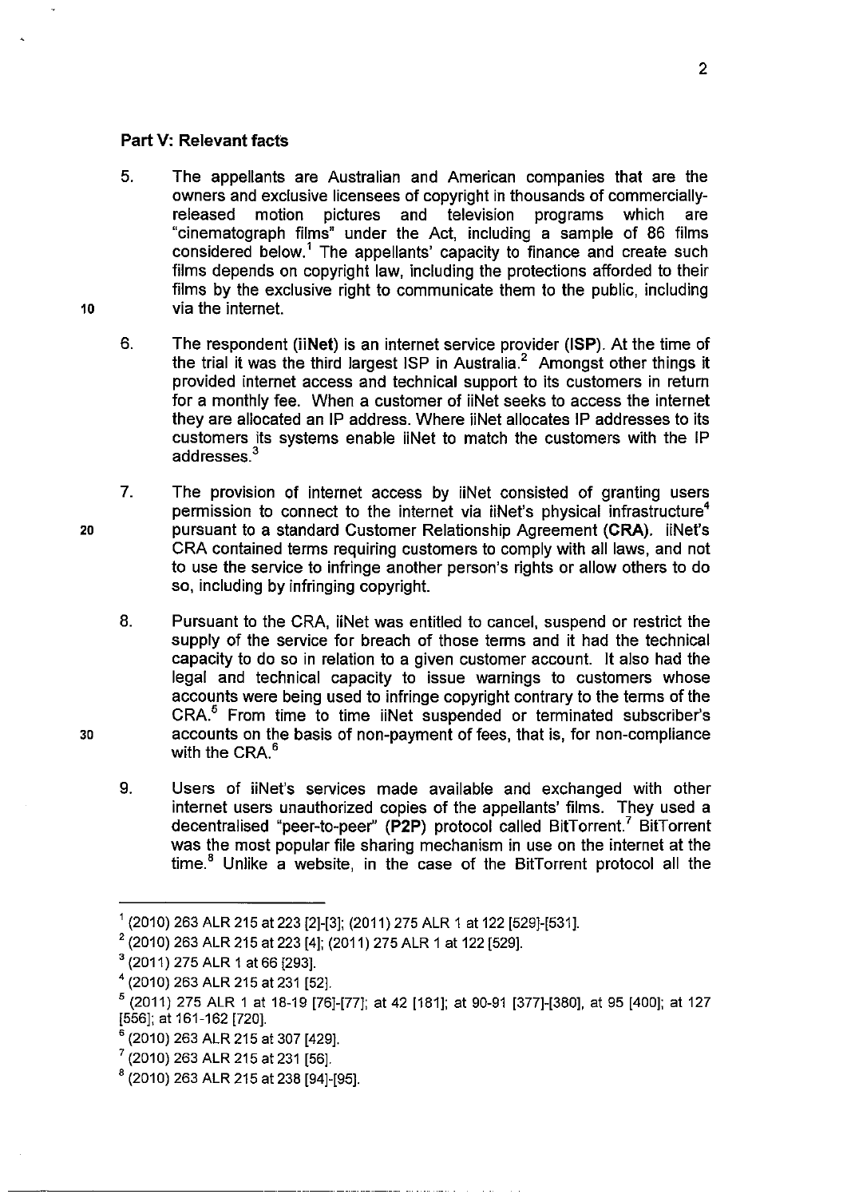## Part V: Relevant facts

5. The appellants are Australian and American companies that are the owners and exclusive licensees of copyright in thousands of commercially-released motion pictures and television programs which are "cinematograph films" under the Act, including a sample of 86 films considered below.[1] The appellants' capacity to finance and create such films depends on copyright law, including the protections afforded to their films by the exclusive right to communicate them to the public, including via the internet.

6. The respondent (**iiNet**) is an internet service provider (**ISP**). At the time of the trial it was the third largest ISP in Australia.[2] Amongst other things it provided internet access and technical support to its customers in return for a monthly fee. When a customer of iiNet seeks to access the internet they are allocated an IP address. Where iiNet allocates IP addresses to its customers its systems enable iiNet to match the customers with the IP addresses.[3]

7. The provision of internet access by iiNet consisted of granting users permission to connect to the internet via iiNet's physical infrastructure[4] pursuant to a standard Customer Relationship Agreement (**CRA**). iiNet's CRA contained terms requiring customers to comply with all laws, and not to use the service to infringe another person's rights or allow others to do so, including by infringing copyright.

8. Pursuant to the CRA, iiNet was entitled to cancel, suspend or restrict the supply of the service for breach of those terms and it had the technical capacity to do so in relation to a given customer account. It also had the legal and technical capacity to issue warnings to customers whose accounts were being used to infringe copyright contrary to the terms of the CRA.[5] From time to time iiNet suspended or terminated subscriber's accounts on the basis of non-payment of fees, that is, for non-compliance with the CRA.[6]

9. Users of iiNet's services made available and exchanged with other internet users unauthorized copies of the appellants' films. They used a decentralised "peer-to-peer" (**P2P**) protocol called BitTorrent.[7] BitTorrent was the most popular file sharing mechanism in use on the internet at the time.[8] Unlike a website, in the case of the BitTorrent protocol all the

---

[1] (2010) 263 ALR 215 at 223 [2]-[3]; (2011) 275 ALR 1 at 122 [529]-[531].

[2] (2010) 263 ALR 215 at 223 [4]; (2011) 275 ALR 1 at 122 [529].

[3] (2011) 275 ALR 1 at 66 [293].

[4] (2010) 263 ALR 215 at 231 [52].

[5] (2011) 275 ALR 1 at 18-19 [76]-[77]; at 42 [181]; at 90-91 [377]-[380], at 95 [400]; at 127 [556]; at 161-162 [720].

[6] (2010) 263 ALR 215 at 307 [429].

[7] (2010) 263 ALR 215 at 231 [56].

[8] (2010) 263 ALR 215 at 238 [94]-[95].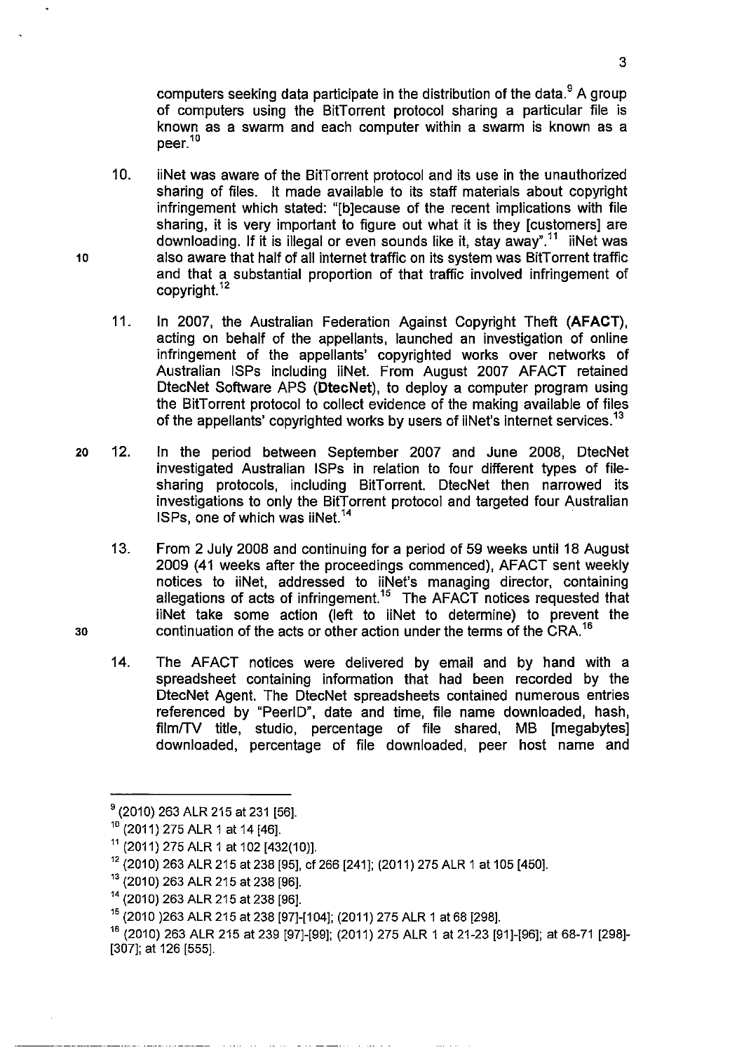computers seeking data participate in the distribution of the data.[9] A group of computers using the BitTorrent protocol sharing a particular file is known as a swarm and each computer within a swarm is known as a peer.[10]

10. iiNet was aware of the BitTorrent protocol and its use in the unauthorized sharing of files. It made available to its staff materials about copyright infringement which stated: "[b]ecause of the recent implications with file sharing, it is very important to figure out what it is they [customers] are downloading. If it is illegal or even sounds like it, stay away".[11] iiNet was also aware that half of all internet traffic on its system was BitTorrent traffic and that a substantial proportion of that traffic involved infringement of copyright.[12]

11. In 2007, the Australian Federation Against Copyright Theft (**AFACT**), acting on behalf of the appellants, launched an investigation of online infringement of the appellants' copyrighted works over networks of Australian ISPs including iiNet. From August 2007 AFACT retained DtecNet Software APS (**DtecNet**), to deploy a computer program using the BitTorrent protocol to collect evidence of the making available of files of the appellants' copyrighted works by users of iiNet's internet services.[13]

12. In the period between September 2007 and June 2008, DtecNet investigated Australian ISPs in relation to four different types of file-sharing protocols, including BitTorrent. DtecNet then narrowed its investigations to only the BitTorrent protocol and targeted four Australian ISPs, one of which was iiNet.[14]

13. From 2 July 2008 and continuing for a period of 59 weeks until 18 August 2009 (41 weeks after the proceedings commenced), AFACT sent weekly notices to iiNet, addressed to iiNet's managing director, containing allegations of acts of infringement.[15] The AFACT notices requested that iiNet take some action (left to iiNet to determine) to prevent the continuation of the acts or other action under the terms of the CRA.[16]

14. The AFACT notices were delivered by email and by hand with a spreadsheet containing information that had been recorded by the DtecNet Agent. The DtecNet spreadsheets contained numerous entries referenced by "PeerID", date and time, file name downloaded, hash, film/TV title, studio, percentage of file shared, MB [megabytes] downloaded, percentage of file downloaded, peer host name and

---

[9] (2010) 263 ALR 215 at 231 [56].

[10] (2011) 275 ALR 1 at 14 [46].

[11] (2011) 275 ALR 1 at 102 [432(10)].

[12] (2010) 263 ALR 215 at 238 [95], cf 266 [241]; (2011) 275 ALR 1 at 105 [450].

[13] (2010) 263 ALR 215 at 238 [96].

[14] (2010) 263 ALR 215 at 238 [96].

[15] (2010 )263 ALR 215 at 238 [97]-[104]; (2011) 275 ALR 1 at 68 [298].

[16] (2010) 263 ALR 215 at 239 [97]-[99]; (2011) 275 ALR 1 at 21-23 [91]-[96]; at 68-71 [298]-[307]; at 126 [555].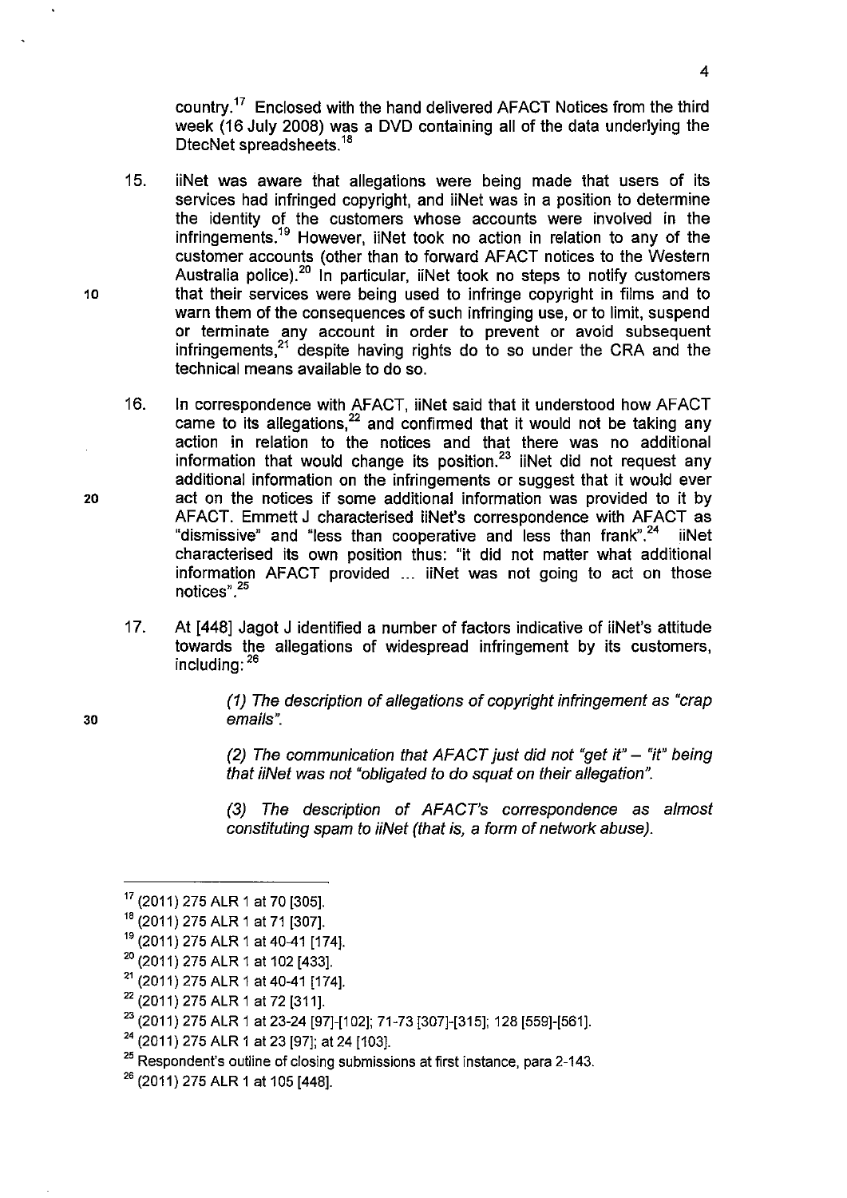country.[17] Enclosed with the hand delivered AFACT Notices from the third week (16 July 2008) was a DVD containing all of the data underlying the DtecNet spreadsheets.[18]

15. iiNet was aware that allegations were being made that users of its services had infringed copyright, and iiNet was in a position to determine the identity of the customers whose accounts were involved in the infringements.[19] However, iiNet took no action in relation to any of the customer accounts (other than to forward AFACT notices to the Western Australia police).[20] In particular, iiNet took no steps to notify customers that their services were being used to infringe copyright in films and to warn them of the consequences of such infringing use, or to limit, suspend or terminate any account in order to prevent or avoid subsequent infringements,[21] despite having rights do to so under the CRA and the technical means available to do so.

16. In correspondence with AFACT, iiNet said that it understood how AFACT came to its allegations,[22] and confirmed that it would not be taking any action in relation to the notices and that there was no additional information that would change its position.[23] iiNet did not request any additional information on the infringements or suggest that it would ever act on the notices if some additional information was provided to it by AFACT. Emmett J characterised iiNet's correspondence with AFACT as "dismissive" and "less than cooperative and less than frank".[24] iiNet characterised its own position thus: "it did not matter what additional information AFACT provided ... iiNet was not going to act on those notices".[25]

17. At [448] Jagot J identified a number of factors indicative of iiNet's attitude towards the allegations of widespread infringement by its customers, including:[26]

> *(1) The description of allegations of copyright infringement as "crap emails".*
>
> *(2) The communication that AFACT just did not "get it" – "it" being that iiNet was not "obligated to do squat on their allegation".*
>
> *(3) The description of AFACT's correspondence as almost constituting spam to iiNet (that is, a form of network abuse).*

---

[17] (2011) 275 ALR 1 at 70 [305].

[18] (2011) 275 ALR 1 at 71 [307].

[19] (2011) 275 ALR 1 at 40-41 [174].

[20] (2011) 275 ALR 1 at 102 [433].

[21] (2011) 275 ALR 1 at 40-41 [174].

[22] (2011) 275 ALR 1 at 72 [311].

[23] (2011) 275 ALR 1 at 23-24 [97]-[102]; 71-73 [307]-[315]; 128 [559]-[561].

[24] (2011) 275 ALR 1 at 23 [97]; at 24 [103].

[25] Respondent's outline of closing submissions at first instance, para 2-143.

[26] (2011) 275 ALR 1 at 105 [448].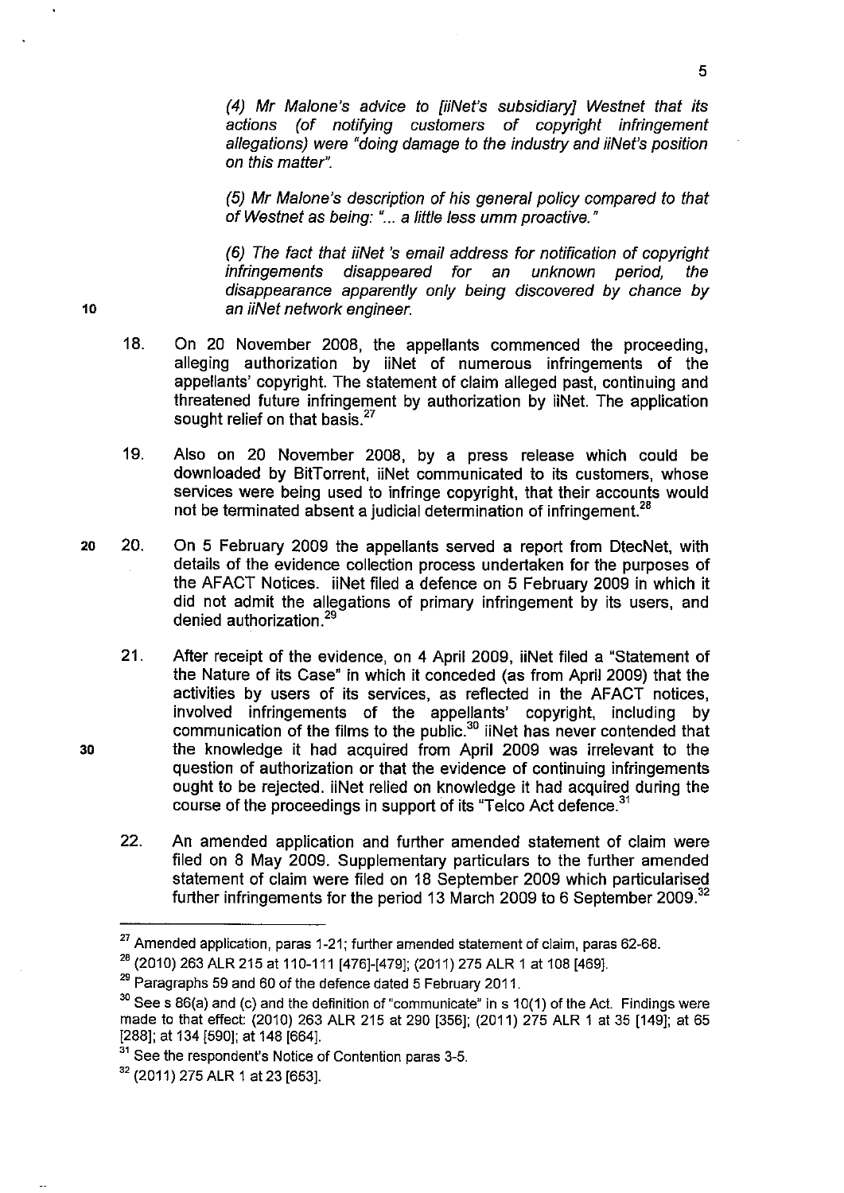*(4) Mr Malone's advice to [iiNet's subsidiary] Westnet that its actions (of notifying customers of copyright infringement allegations) were "doing damage to the industry and iiNet's position on this matter".*

*(5) Mr Malone's description of his general policy compared to that of Westnet as being: "... a little less umm proactive."*

*(6) The fact that iiNet 's email address for notification of copyright infringements disappeared for an unknown period, the disappearance apparently only being discovered by chance by an iiNet network engineer.*

18. On 20 November 2008, the appellants commenced the proceeding, alleging authorization by iiNet of numerous infringements of the appellants' copyright. The statement of claim alleged past, continuing and threatened future infringement by authorization by iiNet. The application sought relief on that basis.[27]

19. Also on 20 November 2008, by a press release which could be downloaded by BitTorrent, iiNet communicated to its customers, whose services were being used to infringe copyright, that their accounts would not be terminated absent a judicial determination of infringement.[28]

20. On 5 February 2009 the appellants served a report from DtecNet, with details of the evidence collection process undertaken for the purposes of the AFACT Notices. iiNet filed a defence on 5 February 2009 in which it did not admit the allegations of primary infringement by its users, and denied authorization.[29]

21. After receipt of the evidence, on 4 April 2009, iiNet filed a "Statement of the Nature of its Case" in which it conceded (as from April 2009) that the activities by users of its services, as reflected in the AFACT notices, involved infringements of the appellants' copyright, including by communication of the films to the public.[30] iiNet has never contended that the knowledge it had acquired from April 2009 was irrelevant to the question of authorization or that the evidence of continuing infringements ought to be rejected. iiNet relied on knowledge it had acquired during the course of the proceedings in support of its "Telco Act defence."[31]

22. An amended application and further amended statement of claim were filed on 8 May 2009. Supplementary particulars to the further amended statement of claim were filed on 18 September 2009 which particularised further infringements for the period 13 March 2009 to 6 September 2009.[32]

---

[27] Amended application, paras 1-21; further amended statement of claim, paras 62-68.

[28] (2010) 263 ALR 215 at 110-111 [476]-[479]; (2011) 275 ALR 1 at 108 [469].

[29] Paragraphs 59 and 60 of the defence dated 5 February 2011.

[30] See s 86(a) and (c) and the definition of "communicate" in s 10(1) of the Act. Findings were made to that effect: (2010) 263 ALR 215 at 290 [356]; (2011) 275 ALR 1 at 35 [149]; at 65 [288]; at 134 [590]; at 148 [664].

[31] See the respondent's Notice of Contention paras 3-5.

[32] (2011) 275 ALR 1 at 23 [653].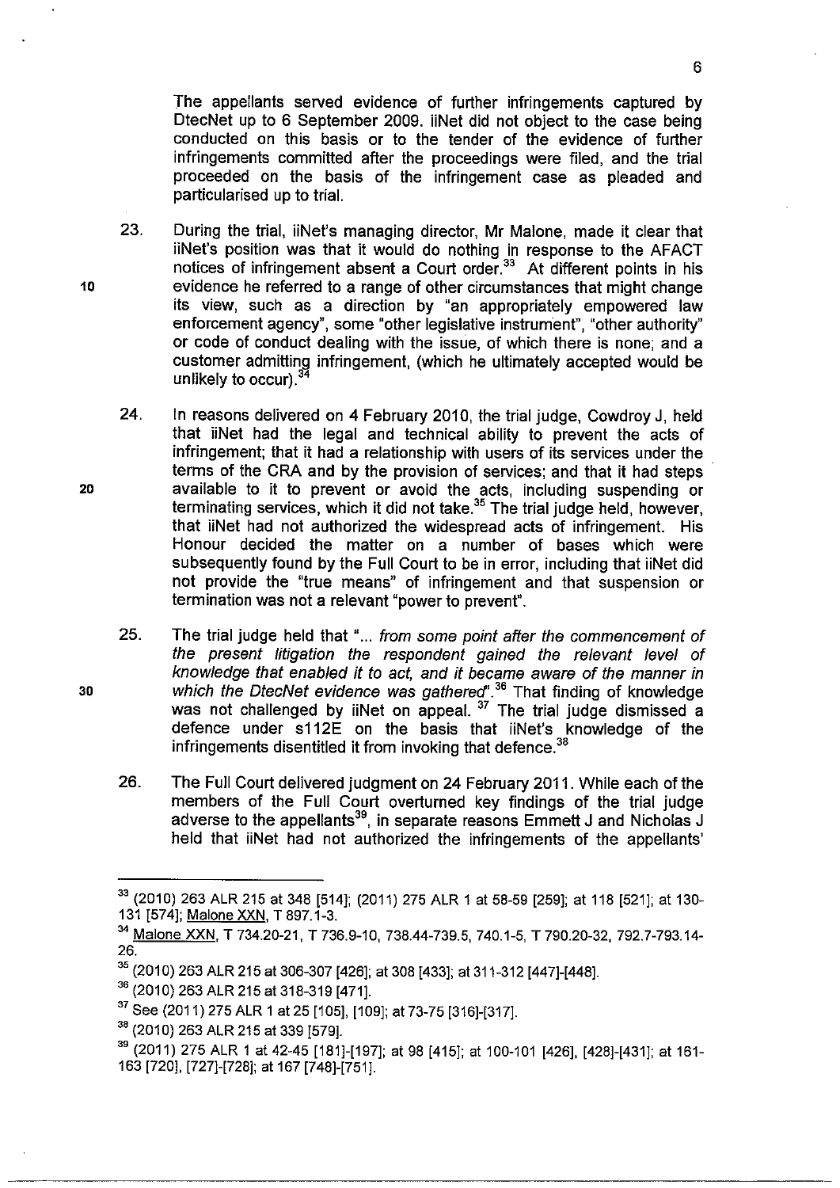The appellants served evidence of further infringements captured by DtecNet up to 6 September 2009. iiNet did not object to the case being conducted on this basis or to the tender of the evidence of further infringements committed after the proceedings were filed, and the trial proceeded on the basis of the infringement case as pleaded and particularised up to trial.

23. During the trial, iiNet's managing director, Mr Malone, made it clear that iiNet's position was that it would do nothing in response to the AFACT notices of infringement absent a Court order.[33] At different points in his evidence he referred to a range of other circumstances that might change its view, such as a direction by "an appropriately empowered law enforcement agency", some "other legislative instrument", "other authority" or code of conduct dealing with the issue, of which there is none; and a customer admitting infringement, (which he ultimately accepted would be unlikely to occur).[34]

24. In reasons delivered on 4 February 2010, the trial judge, Cowdroy J, held that iiNet had the legal and technical ability to prevent the acts of infringement; that it had a relationship with users of its services under the terms of the CRA and by the provision of services; and that it had steps available to it to prevent or avoid the acts, including suspending or terminating services, which it did not take.[35] The trial judge held, however, that iiNet had not authorized the widespread acts of infringement. His Honour decided the matter on a number of bases which were subsequently found by the Full Court to be in error, including that iiNet did not provide the "true means" of infringement and that suspension or termination was not a relevant "power to prevent".

25. The trial judge held that "*... from some point after the commencement of the present litigation the respondent gained the relevant level of knowledge that enabled it to act, and it became aware of the manner in which the DtecNet evidence was gathered*".[36] That finding of knowledge was not challenged by iiNet on appeal.[37] The trial judge dismissed a defence under s112E on the basis that iiNet's knowledge of the infringements disentitled it from invoking that defence.[38]

26. The Full Court delivered judgment on 24 February 2011. While each of the members of the Full Court overturned key findings of the trial judge adverse to the appellants[39], in separate reasons Emmett J and Nicholas J held that iiNet had not authorized the infringements of the appellants'

---

[33] (2010) 263 ALR 215 at 348 [514]; (2011) 275 ALR 1 at 58-59 [259]; at 118 [521]; at 130-131 [574]; Malone XXN, T 897.1-3.

[34] Malone XXN, T 734.20-21, T 736.9-10, 738.44-739.5, 740.1-5, T 790.20-32, 792.7-793.14-26.

[35] (2010) 263 ALR 215 at 306-307 [426]; at 308 [433]; at 311-312 [447]-[448].

[36] (2010) 263 ALR 215 at 318-319 [471].

[37] See (2011) 275 ALR 1 at 25 [105], [109]; at 73-75 [316]-[317].

[38] (2010) 263 ALR 215 at 339 [579].

[39] (2011) 275 ALR 1 at 42-45 [181]-[197]; at 98 [415]; at 100-101 [426], [428]-[431]; at 161-163 [720], [727]-[728]; at 167 [748]-[751].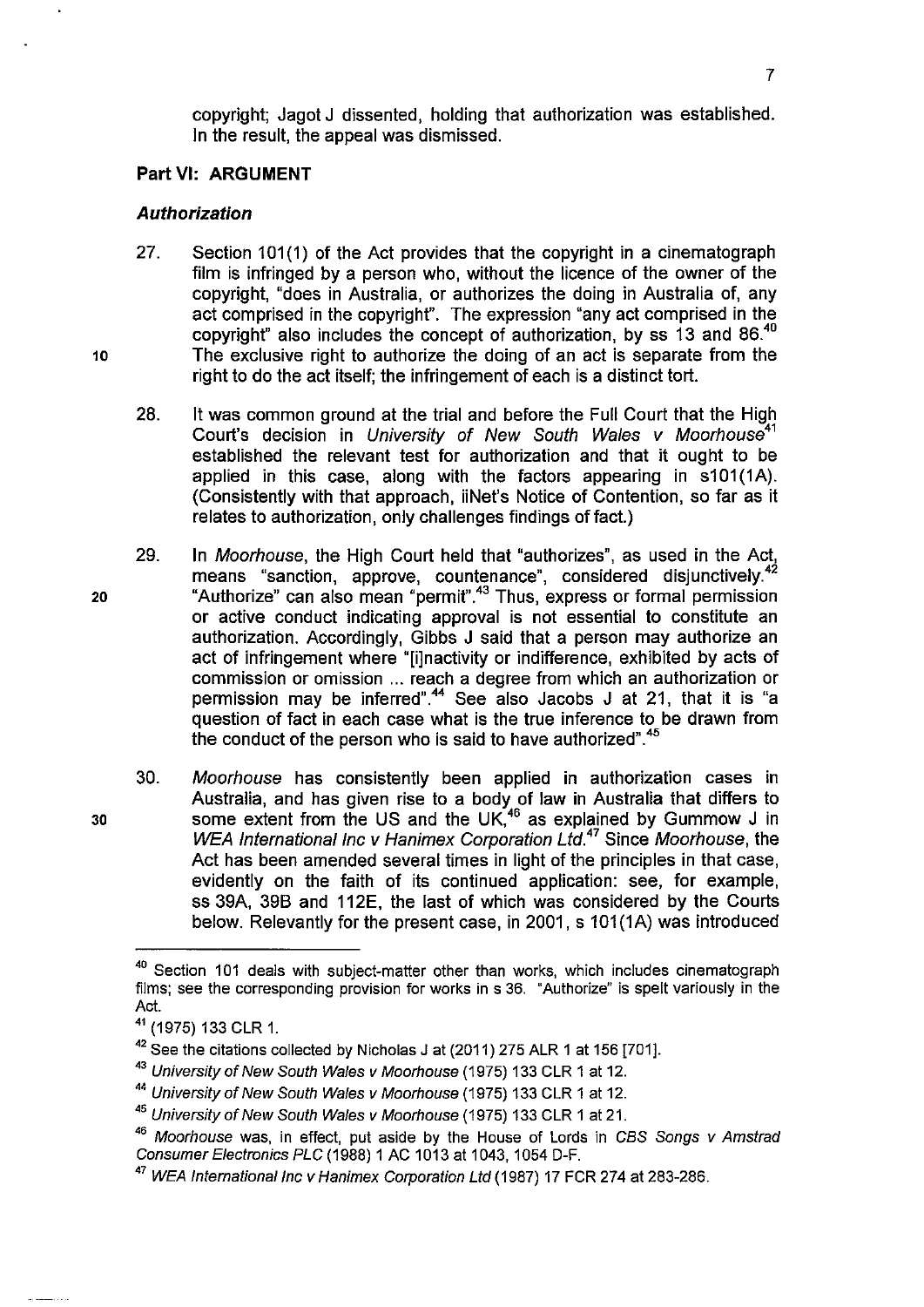copyright; Jagot J dissented, holding that authorization was established. In the result, the appeal was dismissed.

## Part VI: ARGUMENT

### *Authorization*

27. Section 101(1) of the Act provides that the copyright in a cinematograph film is infringed by a person who, without the licence of the owner of the copyright, "does in Australia, or authorizes the doing in Australia of, any act comprised in the copyright". The expression "any act comprised in the copyright" also includes the concept of authorization, by ss 13 and 86.[40] The exclusive right to authorize the doing of an act is separate from the right to do the act itself; the infringement of each is a distinct tort.

28. It was common ground at the trial and before the Full Court that the High Court's decision in *University of New South Wales v Moorhouse*[41] established the relevant test for authorization and that it ought to be applied in this case, along with the factors appearing in s101(1A). (Consistently with that approach, iiNet's Notice of Contention, so far as it relates to authorization, only challenges findings of fact.)

29. In *Moorhouse*, the High Court held that "authorizes", as used in the Act, means "sanction, approve, countenance", considered disjunctively.[42] "Authorize" can also mean "permit".[43] Thus, express or formal permission or active conduct indicating approval is not essential to constitute an authorization. Accordingly, Gibbs J said that a person may authorize an act of infringement where "[i]nactivity or indifference, exhibited by acts of commission or omission ... reach a degree from which an authorization or permission may be inferred".[44] See also Jacobs J at 21, that it is "a question of fact in each case what is the true inference to be drawn from the conduct of the person who is said to have authorized".[45]

30. *Moorhouse* has consistently been applied in authorization cases in Australia, and has given rise to a body of law in Australia that differs to some extent from the US and the UK,[46] as explained by Gummow J in *WEA International Inc v Hanimex Corporation Ltd*.[47] Since *Moorhouse*, the Act has been amended several times in light of the principles in that case, evidently on the faith of its continued application: see, for example, ss 39A, 39B and 112E, the last of which was considered by the Courts below. Relevantly for the present case, in 2001, s 101(1A) was introduced

---

[40] Section 101 deals with subject-matter other than works, which includes cinematograph films; see the corresponding provision for works in s 36. "Authorize" is spelt variously in the Act.

[41] (1975) 133 CLR 1.

[42] See the citations collected by Nicholas J at (2011) 275 ALR 1 at 156 [701].

[43] *University of New South Wales v Moorhouse* (1975) 133 CLR 1 at 12.

[44] *University of New South Wales v Moorhouse* (1975) 133 CLR 1 at 12.

[45] *University of New South Wales v Moorhouse* (1975) 133 CLR 1 at 21.

[46] *Moorhouse* was, in effect, put aside by the House of Lords in *CBS Songs v Amstrad Consumer Electronics PLC* (1988) 1 AC 1013 at 1043, 1054 D-F.

[47] *WEA International Inc v Hanimex Corporation Ltd* (1987) 17 FCR 274 at 283-286.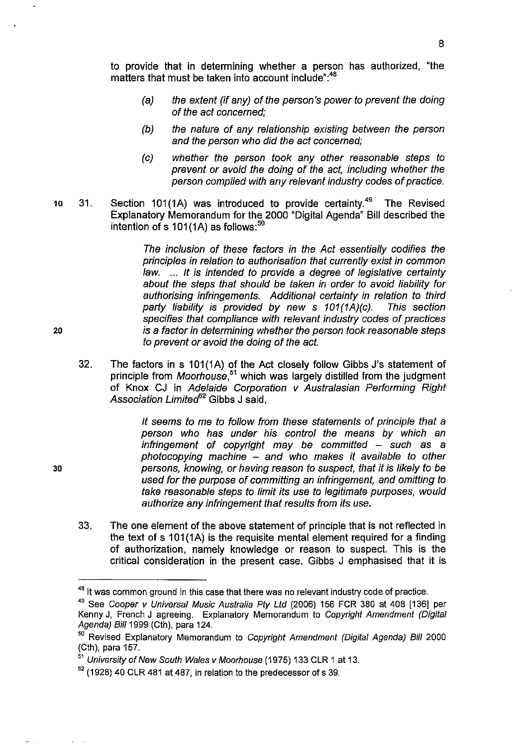to provide that in determining whether a person has authorized, "the matters that must be taken into account include":[48]

> (a) *the extent (if any) of the person's power to prevent the doing of the act concerned;*
>
> (b) *the nature of any relationship existing between the person and the person who did the act concerned;*
>
> (c) *whether the person took any other reasonable steps to prevent or avoid the doing of the act, including whether the person complied with any relevant industry codes of practice.*

31. Section 101(1A) was introduced to provide certainty.[49] The Revised Explanatory Memorandum for the 2000 "Digital Agenda" Bill described the intention of s 101(1A) as follows:[50]

> *The inclusion of these factors in the Act essentially codifies the principles in relation to authorisation that currently exist in common law. ... It is intended to provide a degree of legislative certainty about the steps that should be taken in order to avoid liability for authorising infringements. Additional certainty in relation to third party liability is provided by new s 101(1A)(c). This section specifies that compliance with relevant industry codes of practices is a factor in determining whether the person took reasonable steps to prevent or avoid the doing of the act.*

32. The factors in s 101(1A) of the Act closely follow Gibbs J's statement of principle from *Moorhouse*,[51] which was largely distilled from the judgment of Knox CJ in *Adelaide Corporation v Australasian Performing Right Association Limited*[52] Gibbs J said,

> *It seems to me to follow from these statements of principle that a person who has under his control the means by which an infringement of copyright may be committed – such as a photocopying machine – and who makes it available to other persons, knowing, or having reason to suspect, that it is likely to be used for the purpose of committing an infringement, and omitting to take reasonable steps to limit its use to legitimate purposes, would authorize any infringement that results from its use.*

33. The one element of the above statement of principle that is not reflected in the text of s 101(1A) is the requisite mental element required for a finding of authorization, namely knowledge or reason to suspect. This is the critical consideration in the present case. Gibbs J emphasised that it is

---

[48] It was common ground in this case that there was no relevant industry code of practice.

[49] See *Cooper v Universal Music Australia Pty Ltd* (2006) 156 FCR 380 at 408 [136] per Kenny J, French J agreeing. Explanatory Memorandum to *Copyright Amendment (Digital Agenda) Bill* 1999 (Cth), para 124.

[50] Revised Explanatory Memorandum to *Copyright Amendment (Digital Agenda) Bill* 2000 (Cth), para 157.

[51] *University of New South Wales v Moorhouse* (1975) 133 CLR 1 at 13.

[52] (1928) 40 CLR 481 at 487, in relation to the predecessor of s 39.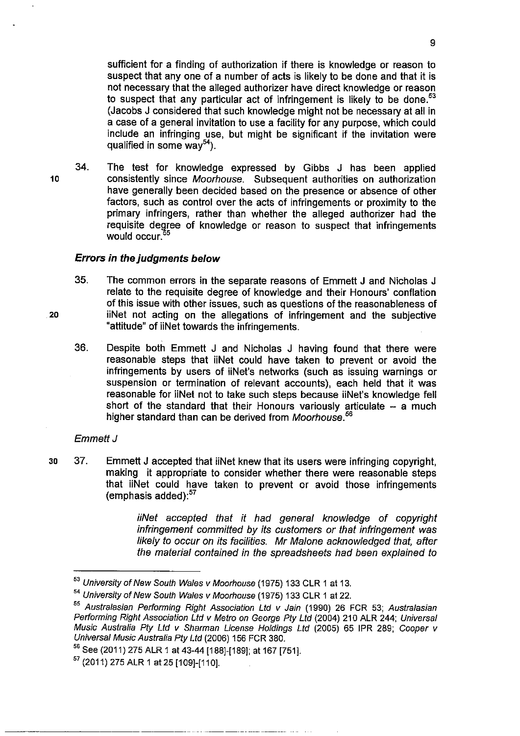sufficient for a finding of authorization if there is knowledge or reason to suspect that any one of a number of acts is likely to be done and that it is not necessary that the alleged authorizer have direct knowledge or reason to suspect that any particular act of infringement is likely to be done.[53] (Jacobs J considered that such knowledge might not be necessary at all in a case of a general invitation to use a facility for any purpose, which could include an infringing use, but might be significant if the invitation were qualified in some way[54]).

34. The test for knowledge expressed by Gibbs J has been applied consistently since *Moorhouse*. Subsequent authorities on authorization have generally been decided based on the presence or absence of other factors, such as control over the acts of infringements or proximity to the primary infringers, rather than whether the alleged authorizer had the requisite degree of knowledge or reason to suspect that infringements would occur.[55]

### *Errors in the judgments below*

35. The common errors in the separate reasons of Emmett J and Nicholas J relate to the requisite degree of knowledge and their Honours' conflation of this issue with other issues, such as questions of the reasonableness of iiNet not acting on the allegations of infringement and the subjective "attitude" of iiNet towards the infringements.

36. Despite both Emmett J and Nicholas J having found that there were reasonable steps that iiNet could have taken to prevent or avoid the infringements by users of iiNet's networks (such as issuing warnings or suspension or termination of relevant accounts), each held that it was reasonable for iiNet not to take such steps because iiNet's knowledge fell short of the standard that their Honours variously articulate – a much higher standard than can be derived from *Moorhouse*.[56]

*Emmett J*

37. Emmett J accepted that iiNet knew that its users were infringing copyright, making it appropriate to consider whether there were reasonable steps that iiNet could have taken to prevent or avoid those infringements (emphasis added):[57]

> *iiNet accepted that it had general knowledge of copyright infringement committed by its customers or that infringement was likely to occur on its facilities. Mr Malone acknowledged that, after the material contained in the spreadsheets had been explained to*

---

[53] *University of New South Wales v Moorhouse* (1975) 133 CLR 1 at 13.

[54] *University of New South Wales v Moorhouse* (1975) 133 CLR 1 at 22.

[55] *Australasian Performing Right Association Ltd v Jain* (1990) 26 FCR 53; *Australasian Performing Right Association Ltd v Metro on George Pty Ltd* (2004) 210 ALR 244; *Universal Music Australia Pty Ltd v Sharman License Holdings Ltd* (2005) 65 IPR 289; *Cooper v Universal Music Australia Pty Ltd* (2006) 156 FCR 380.

[56] See (2011) 275 ALR 1 at 43-44 [188]-[189]; at 167 [751].

[57] (2011) 275 ALR 1 at 25 [109]-[110].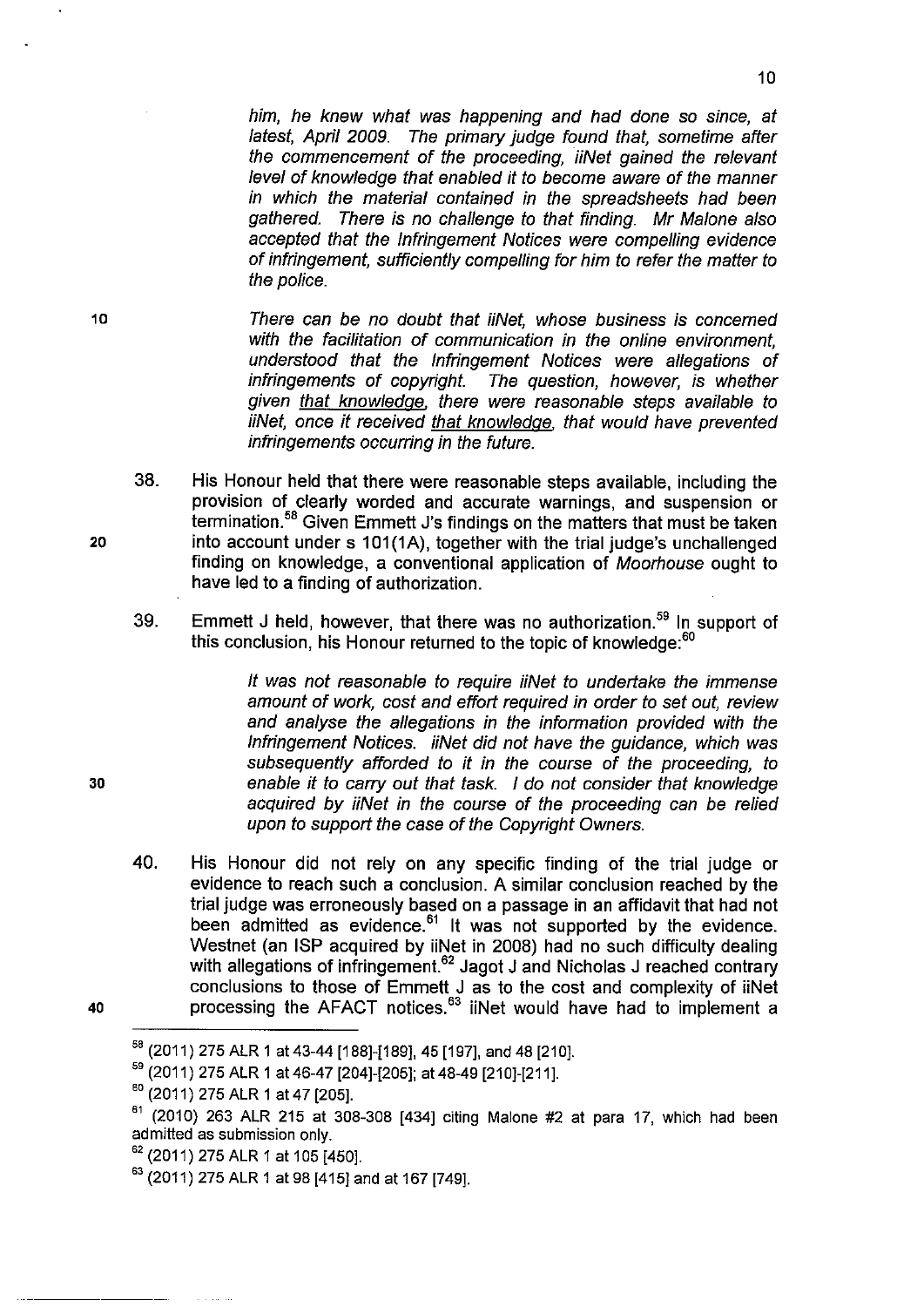*him, he knew what was happening and had done so since, at latest, April 2009. The primary judge found that, sometime after the commencement of the proceeding, iiNet gained the relevant level of knowledge that enabled it to become aware of the manner in which the material contained in the spreadsheets had been gathered. There is no challenge to that finding. Mr Malone also accepted that the Infringement Notices were compelling evidence of infringement, sufficiently compelling for him to refer the matter to the police.*

*There can be no doubt that iiNet, whose business is concerned with the facilitation of communication in the online environment, understood that the Infringement Notices were allegations of infringements of copyright. The question, however, is whether given <u>that knowledge</u>, there were reasonable steps available to iiNet, once it received <u>that knowledge</u>, that would have prevented infringements occurring in the future.*

38. His Honour held that there were reasonable steps available, including the provision of clearly worded and accurate warnings, and suspension or termination.[58] Given Emmett J's findings on the matters that must be taken into account under s 101(1A), together with the trial judge's unchallenged finding on knowledge, a conventional application of *Moorhouse* ought to have led to a finding of authorization.

39. Emmett J held, however, that there was no authorization.[59] In support of this conclusion, his Honour returned to the topic of knowledge:[60]

> *It was not reasonable to require iiNet to undertake the immense amount of work, cost and effort required in order to set out, review and analyse the allegations in the information provided with the Infringement Notices. iiNet did not have the guidance, which was subsequently afforded to it in the course of the proceeding, to enable it to carry out that task. I do not consider that knowledge acquired by iiNet in the course of the proceeding can be relied upon to support the case of the Copyright Owners.*

40. His Honour did not rely on any specific finding of the trial judge or evidence to reach such a conclusion. A similar conclusion reached by the trial judge was erroneously based on a passage in an affidavit that had not been admitted as evidence.[61] It was not supported by the evidence. Westnet (an ISP acquired by iiNet in 2008) had no such difficulty dealing with allegations of infringement.[62] Jagot J and Nicholas J reached contrary conclusions to those of Emmett J as to the cost and complexity of iiNet processing the AFACT notices.[63] iiNet would have had to implement a

---

[58] (2011) 275 ALR 1 at 43-44 [188]-[189], 45 [197], and 48 [210].

[59] (2011) 275 ALR 1 at 46-47 [204]-[205]; at 48-49 [210]-[211].

[60] (2011) 275 ALR 1 at 47 [205].

[61] (2010) 263 ALR 215 at 308-308 [434] citing Malone #2 at para 17, which had been admitted as submission only.

[62] (2011) 275 ALR 1 at 105 [450].

[63] (2011) 275 ALR 1 at 98 [415] and at 167 [749].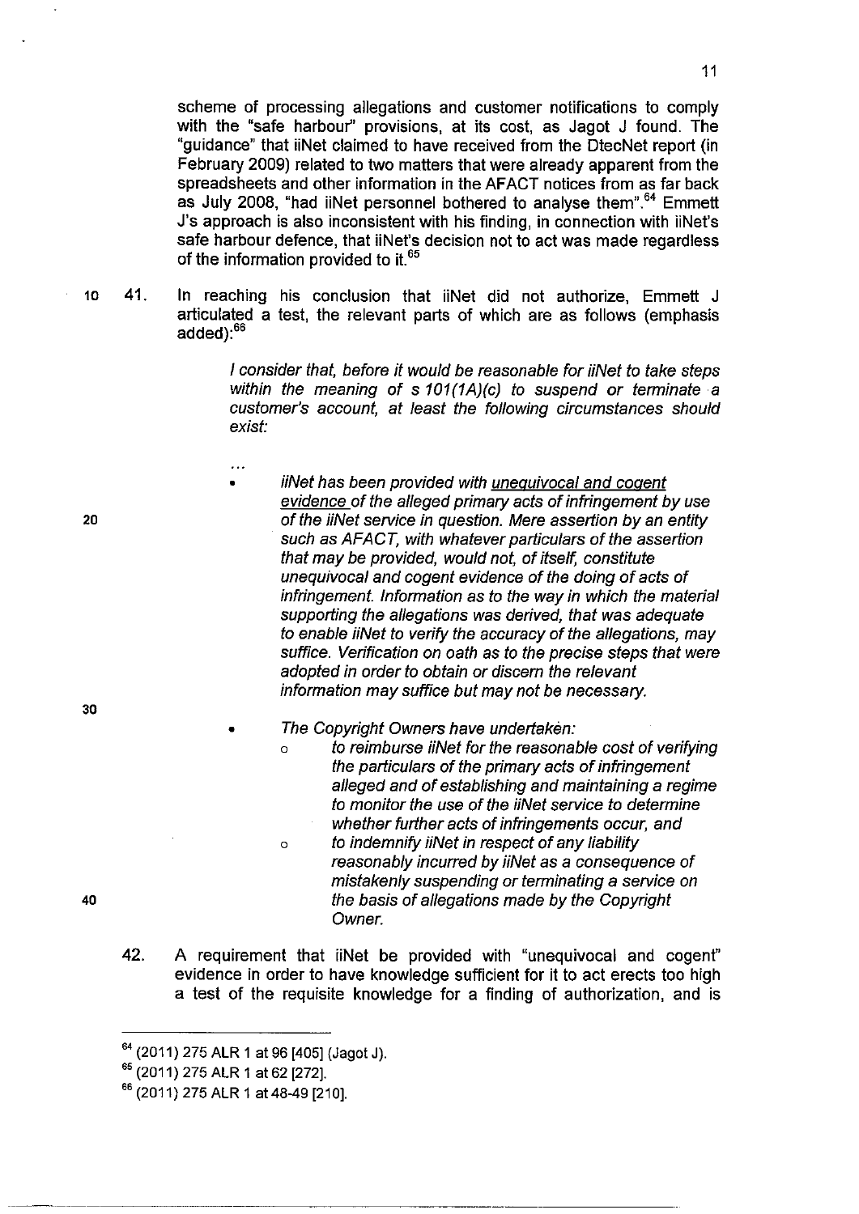scheme of processing allegations and customer notifications to comply with the "safe harbour" provisions, at its cost, as Jagot J found. The "guidance" that iiNet claimed to have received from the DtecNet report (in February 2009) related to two matters that were already apparent from the spreadsheets and other information in the AFACT notices from as far back as July 2008, "had iiNet personnel bothered to analyse them".[64] Emmett J's approach is also inconsistent with his finding, in connection with iiNet's safe harbour defence, that iiNet's decision not to act was made regardless of the information provided to it.[65]

41. In reaching his conclusion that iiNet did not authorize, Emmett J articulated a test, the relevant parts of which are as follows (emphasis added):[66]

> *I consider that, before it would be reasonable for iiNet to take steps within the meaning of s 101(1A)(c) to suspend or terminate a customer's account, at least the following circumstances should exist:*
>
> ...
>
> - *iiNet has been provided with <u>unequivocal and cogent evidence</u> of the alleged primary acts of infringement by use of the iiNet service in question. Mere assertion by an entity such as AFACT, with whatever particulars of the assertion that may be provided, would not, of itself, constitute unequivocal and cogent evidence of the doing of acts of infringement. Information as to the way in which the material supporting the allegations was derived, that was adequate to enable iiNet to verify the accuracy of the allegations, may suffice. Verification on oath as to the precise steps that were adopted in order to obtain or discern the relevant information may suffice but may not be necessary.*
>
> - *The Copyright Owners have undertaken:*
>     - *to reimburse iiNet for the reasonable cost of verifying the particulars of the primary acts of infringement alleged and of establishing and maintaining a regime to monitor the use of the iiNet service to determine whether further acts of infringements occur, and*
>     - *to indemnify iiNet in respect of any liability reasonably incurred by iiNet as a consequence of mistakenly suspending or terminating a service on the basis of allegations made by the Copyright Owner.*

42. A requirement that iiNet be provided with "unequivocal and cogent" evidence in order to have knowledge sufficient for it to act erects too high a test of the requisite knowledge for a finding of authorization, and is

---

[64] (2011) 275 ALR 1 at 96 [405] (Jagot J).

[65] (2011) 275 ALR 1 at 62 [272].

[66] (2011) 275 ALR 1 at 48-49 [210].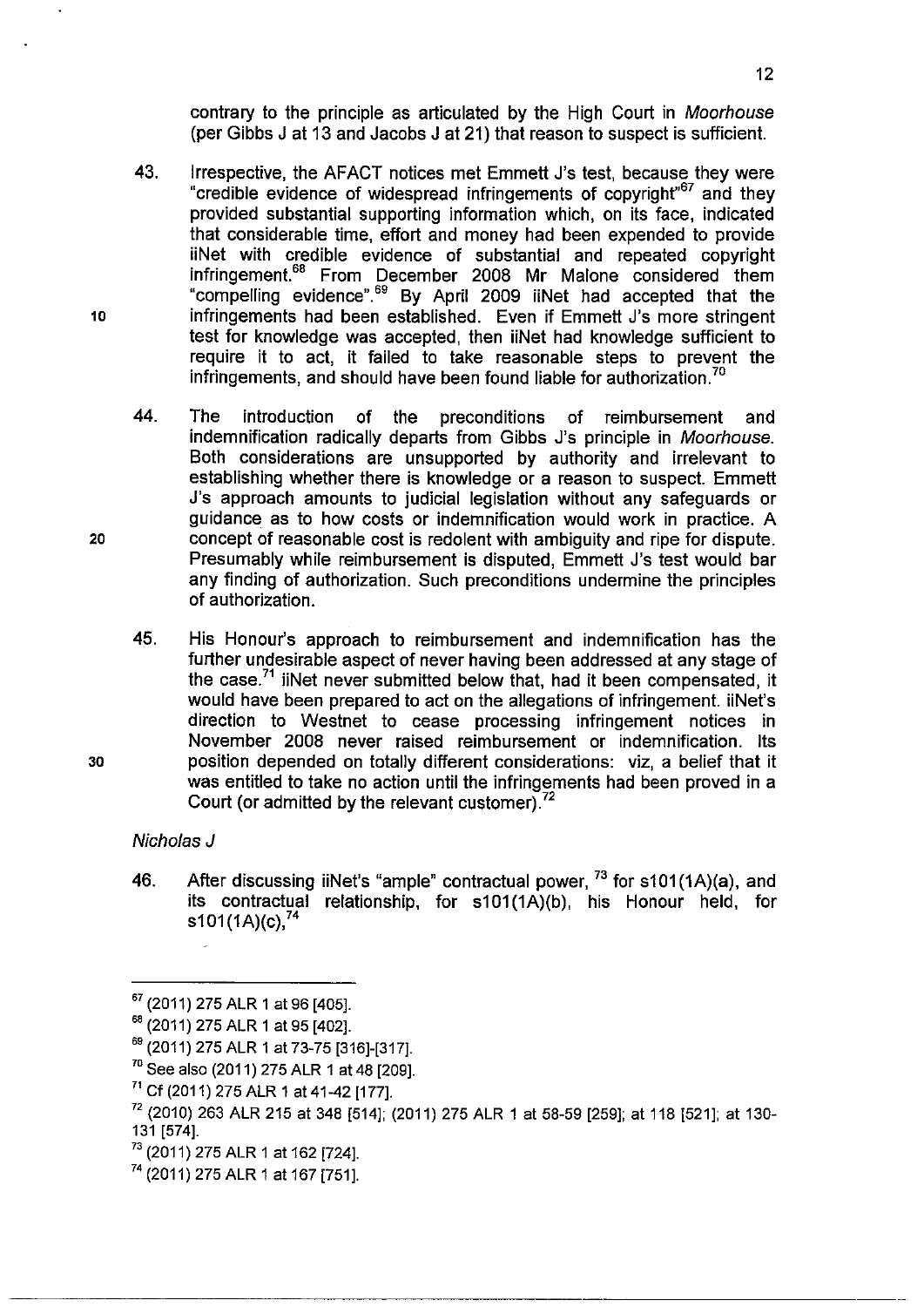contrary to the principle as articulated by the High Court in *Moorhouse* (per Gibbs J at 13 and Jacobs J at 21) that reason to suspect is sufficient.

43. Irrespective, the AFACT notices met Emmett J's test, because they were "credible evidence of widespread infringements of copyright"[67] and they provided substantial supporting information which, on its face, indicated that considerable time, effort and money had been expended to provide iiNet with credible evidence of substantial and repeated copyright infringement.[68] From December 2008 Mr Malone considered them "compelling evidence".[69] By April 2009 iiNet had accepted that the infringements had been established. Even if Emmett J's more stringent test for knowledge was accepted, then iiNet had knowledge sufficient to require it to act, it failed to take reasonable steps to prevent the infringements, and should have been found liable for authorization.[70]

44. The introduction of the preconditions of reimbursement and indemnification radically departs from Gibbs J's principle in *Moorhouse*. Both considerations are unsupported by authority and irrelevant to establishing whether there is knowledge or a reason to suspect. Emmett J's approach amounts to judicial legislation without any safeguards or guidance as to how costs or indemnification would work in practice. A concept of reasonable cost is redolent with ambiguity and ripe for dispute. Presumably while reimbursement is disputed, Emmett J's test would bar any finding of authorization. Such preconditions undermine the principles of authorization.

45. His Honour's approach to reimbursement and indemnification has the further undesirable aspect of never having been addressed at any stage of the case.[71] iiNet never submitted below that, had it been compensated, it would have been prepared to act on the allegations of infringement. iiNet's direction to Westnet to cease processing infringement notices in November 2008 never raised reimbursement or indemnification. Its position depended on totally different considerations: viz, a belief that it was entitled to take no action until the infringements had been proved in a Court (or admitted by the relevant customer).[72]

*Nicholas J*

46. After discussing iiNet's "ample" contractual power, [73] for s101(1A)(a), and its contractual relationship, for s101(1A)(b), his Honour held, for s101(1A)(c),[74]

---

[67] (2011) 275 ALR 1 at 96 [405].

[68] (2011) 275 ALR 1 at 95 [402].

[69] (2011) 275 ALR 1 at 73-75 [316]-[317].

[70] See also (2011) 275 ALR 1 at 48 [209].

[71] Cf (2011) 275 ALR 1 at 41-42 [177].

[72] (2010) 263 ALR 215 at 348 [514]; (2011) 275 ALR 1 at 58-59 [259]; at 118 [521]; at 130-131 [574].

[73] (2011) 275 ALR 1 at 162 [724].

[74] (2011) 275 ALR 1 at 167 [751].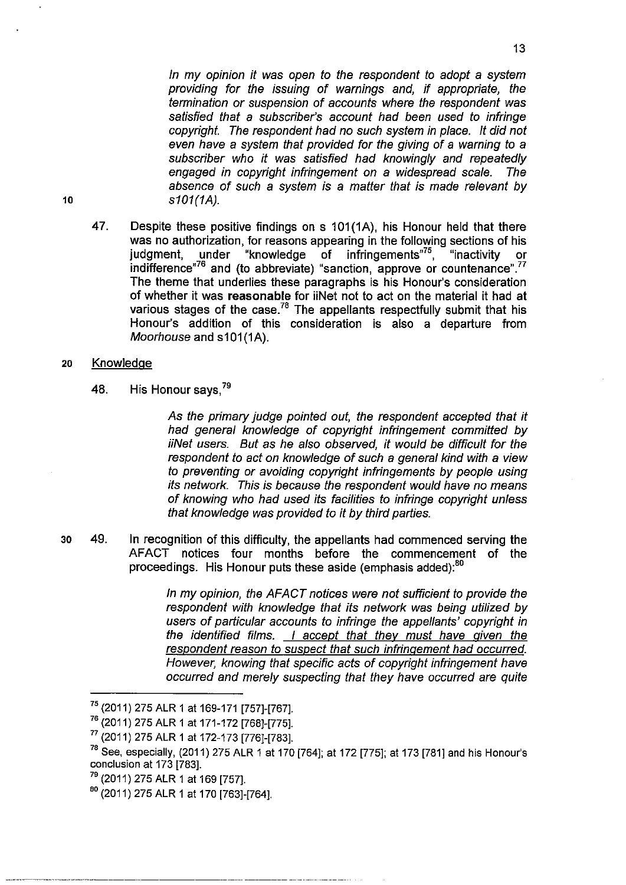> *In my opinion it was open to the respondent to adopt a system providing for the issuing of warnings and, if appropriate, the termination or suspension of accounts where the respondent was satisfied that a subscriber's account had been used to infringe copyright. The respondent had no such system in place. It did not even have a system that provided for the giving of a warning to a subscriber who it was satisfied had knowingly and repeatedly engaged in copyright infringement on a widespread scale. The absence of such a system is a matter that is made relevant by s101(1A).*

47. Despite these positive findings on s 101(1A), his Honour held that there was no authorization, for reasons appearing in the following sections of his judgment, under "knowledge of infringements"[75], "inactivity or indifference"[76] and (to abbreviate) "sanction, approve or countenance".[77] The theme that underlies these paragraphs is his Honour's consideration of whether it was **reasonable** for iiNet not to act on the material it had at various stages of the case.[78] The appellants respectfully submit that his Honour's addition of this consideration is also a departure from *Moorhouse* and s101(1A).

## Knowledge

48. His Honour says,[79]

> *As the primary judge pointed out, the respondent accepted that it had general knowledge of copyright infringement committed by iiNet users. But as he also observed, it would be difficult for the respondent to act on knowledge of such a general kind with a view to preventing or avoiding copyright infringements by people using its network. This is because the respondent would have no means of knowing who had used its facilities to infringe copyright unless that knowledge was provided to it by third parties.*

49. In recognition of this difficulty, the appellants had commenced serving the AFACT notices four months before the commencement of the proceedings. His Honour puts these aside (emphasis added):[80]

> *In my opinion, the AFACT notices were not sufficient to provide the respondent with knowledge that its network was being utilized by users of particular accounts to infringe the appellants' copyright in the identified films. <u>I accept that they must have given the respondent reason to suspect that such infringement had occurred.</u> However, knowing that specific acts of copyright infringement have occurred and merely suspecting that they have occurred are quite*

---

[75] (2011) 275 ALR 1 at 169-171 [757]-[767].

[76] (2011) 275 ALR 1 at 171-172 [768]-[775].

[77] (2011) 275 ALR 1 at 172-173 [776]-[783].

[78] See, especially, (2011) 275 ALR 1 at 170 [764]; at 172 [775]; at 173 [781] and his Honour's conclusion at 173 [783].

[79] (2011) 275 ALR 1 at 169 [757].

[80] (2011) 275 ALR 1 at 170 [763]-[764].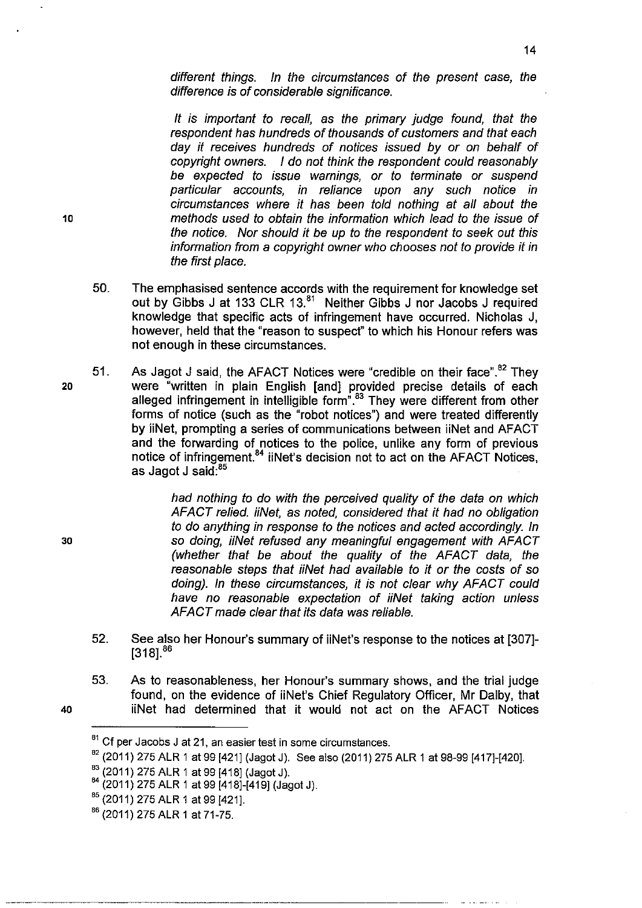> *different things. In the circumstances of the present case, the difference is of considerable significance.*
>
> *It is important to recall, as the primary judge found, that the respondent has hundreds of thousands of customers and that each day it receives hundreds of notices issued by or on behalf of copyright owners. I do not think the respondent could reasonably be expected to issue warnings, or to terminate or suspend particular accounts, in reliance upon any such notice in circumstances where it has been told nothing at all about the methods used to obtain the information which lead to the issue of the notice. Nor should it be up to the respondent to seek out this information from a copyright owner who chooses not to provide it in the first place.*

50. The emphasised sentence accords with the requirement for knowledge set out by Gibbs J at 133 CLR 13.[81] Neither Gibbs J nor Jacobs J required knowledge that specific acts of infringement have occurred. Nicholas J, however, held that the "reason to suspect" to which his Honour refers was not enough in these circumstances.

51. As Jagot J said, the AFACT Notices were "credible on their face".[82] They were "written in plain English [and] provided precise details of each alleged infringement in intelligible form".[83] They were different from other forms of notice (such as the "robot notices") and were treated differently by iiNet, prompting a series of communications between iiNet and AFACT and the forwarding of notices to the police, unlike any form of previous notice of infringement.[84] iiNet's decision not to act on the AFACT Notices, as Jagot J said:[85]

> *had nothing to do with the perceived quality of the data on which AFACT relied. iiNet, as noted, considered that it had no obligation to do anything in response to the notices and acted accordingly. In so doing, iiNet refused any meaningful engagement with AFACT (whether that be about the quality of the AFACT data, the reasonable steps that iiNet had available to it or the costs of so doing). In these circumstances, it is not clear why AFACT could have no reasonable expectation of iiNet taking action unless AFACT made clear that its data was reliable.*

52. See also her Honour's summary of iiNet's response to the notices at [307]-[318].[86]

53. As to reasonableness, her Honour's summary shows, and the trial judge found, on the evidence of iiNet's Chief Regulatory Officer, Mr Dalby, that iiNet had determined that it would not act on the AFACT Notices

---

[81] Cf per Jacobs J at 21, an easier test in some circumstances.

[82] (2011) 275 ALR 1 at 99 [421] (Jagot J). See also (2011) 275 ALR 1 at 98-99 [417]-[420].

[83] (2011) 275 ALR 1 at 99 [418] (Jagot J).

[84] (2011) 275 ALR 1 at 99 [418]-[419] (Jagot J).

[85] (2011) 275 ALR 1 at 99 [421].

[86] (2011) 275 ALR 1 at 71-75.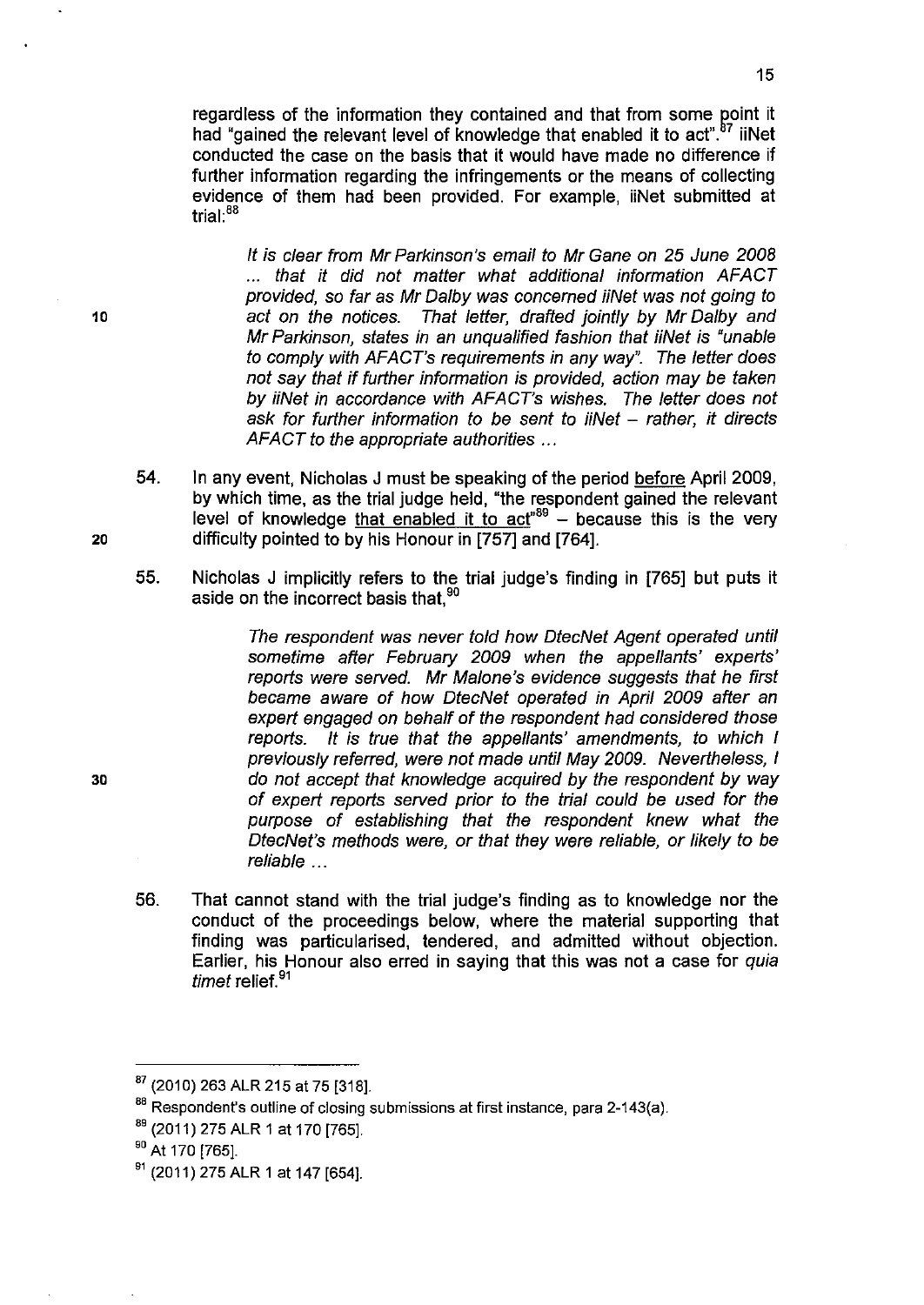regardless of the information they contained and that from some point it had "gained the relevant level of knowledge that enabled it to act".[87] iiNet conducted the case on the basis that it would have made no difference if further information regarding the infringements or the means of collecting evidence of them had been provided. For example, iiNet submitted at trial:[88]

> *It is clear from Mr Parkinson's email to Mr Gane on 25 June 2008 ... that it did not matter what additional information AFACT provided, so far as Mr Dalby was concerned iiNet was not going to act on the notices. That letter, drafted jointly by Mr Dalby and Mr Parkinson, states in an unqualified fashion that iiNet is "unable to comply with AFACT's requirements in any way". The letter does not say that if further information is provided, action may be taken by iiNet in accordance with AFACT's wishes. The letter does not ask for further information to be sent to iiNet – rather, it directs AFACT to the appropriate authorities ...*

54. In any event, Nicholas J must be speaking of the period before April 2009, by which time, as the trial judge held, "the respondent gained the relevant level of knowledge that enabled it to act"[89] – because this is the very difficulty pointed to by his Honour in [757] and [764].

55. Nicholas J implicitly refers to the trial judge's finding in [765] but puts it aside on the incorrect basis that,[90]

> *The respondent was never told how DtecNet Agent operated until sometime after February 2009 when the appellants' experts' reports were served. Mr Malone's evidence suggests that he first became aware of how DtecNet operated in April 2009 after an expert engaged on behalf of the respondent had considered those reports. It is true that the appellants' amendments, to which I previously referred, were not made until May 2009. Nevertheless, I do not accept that knowledge acquired by the respondent by way of expert reports served prior to the trial could be used for the purpose of establishing that the respondent knew what the DtecNet's methods were, or that they were reliable, or likely to be reliable ...*

56. That cannot stand with the trial judge's finding as to knowledge nor the conduct of the proceedings below, where the material supporting that finding was particularised, tendered, and admitted without objection. Earlier, his Honour also erred in saying that this was not a case for *quia timet* relief.[91]

---

[87] (2010) 263 ALR 215 at 75 [318].

[88] Respondent's outline of closing submissions at first instance, para 2-143(a).

[89] (2011) 275 ALR 1 at 170 [765].

[90] At 170 [765].

[91] (2011) 275 ALR 1 at 147 [654].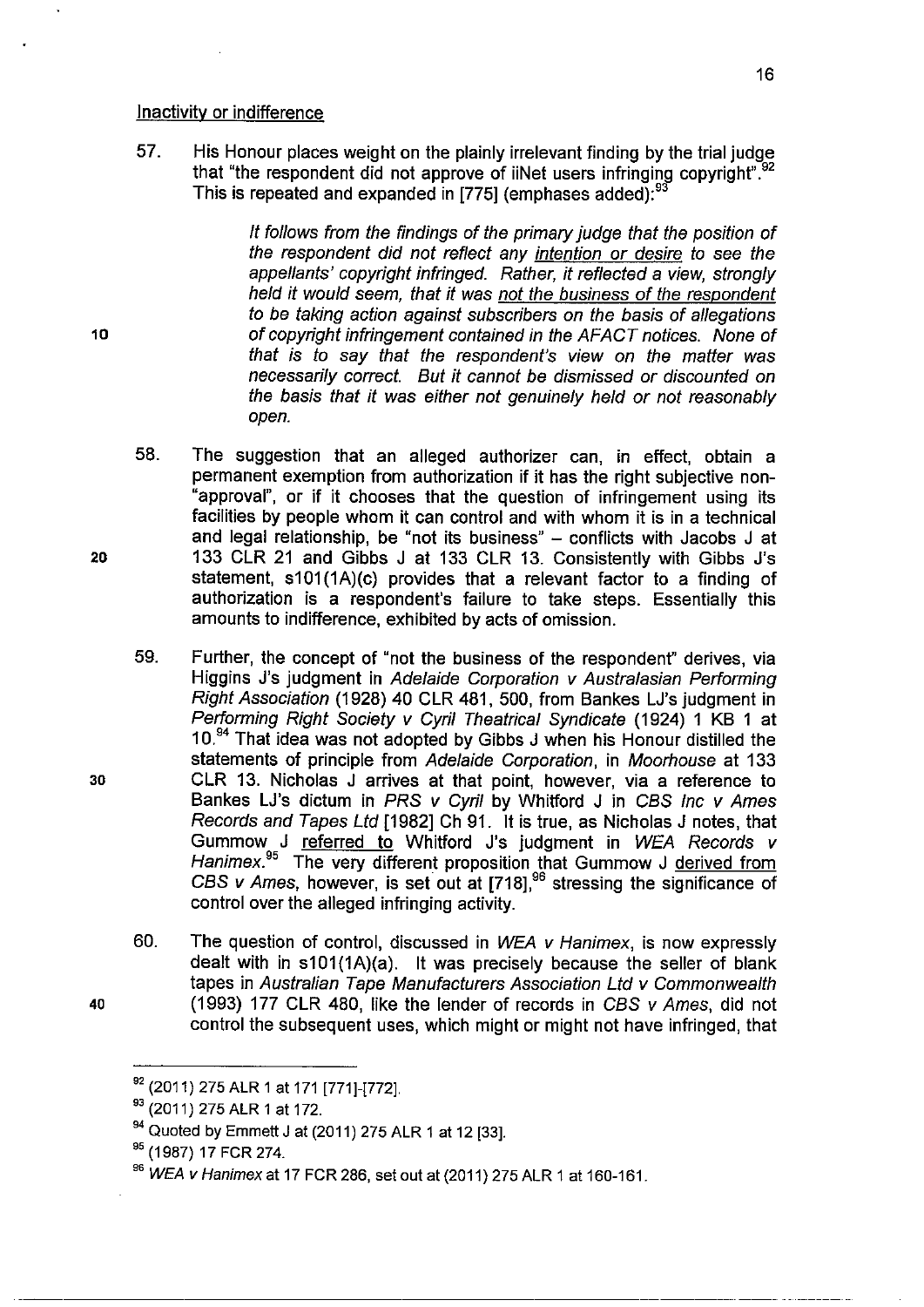Inactivity or indifference

57. His Honour places weight on the plainly irrelevant finding by the trial judge that "the respondent did not approve of iiNet users infringing copyright".[92] This is repeated and expanded in [775] (emphases added):[93]

> *It follows from the findings of the primary judge that the position of the respondent did not reflect any* <u>*intention or desire*</u> *to see the appellants' copyright infringed. Rather, it reflected a view, strongly held it would seem, that it was* <u>*not the business of the respondent*</u> *to be taking action against subscribers on the basis of allegations of copyright infringement contained in the AFACT notices. None of that is to say that the respondent's view on the matter was necessarily correct. But it cannot be dismissed or discounted on the basis that it was either not genuinely held or not reasonably open.*

58. The suggestion that an alleged authorizer can, in effect, obtain a permanent exemption from authorization if it has the right subjective non-"approval", or if it chooses that the question of infringement using its facilities by people whom it can control and with whom it is in a technical and legal relationship, be "not its business" – conflicts with Jacobs J at 133 CLR 21 and Gibbs J at 133 CLR 13. Consistently with Gibbs J's statement, s101(1A)(c) provides that a relevant factor to a finding of authorization is a respondent's failure to take steps. Essentially this amounts to indifference, exhibited by acts of omission.

59. Further, the concept of "not the business of the respondent" derives, via Higgins J's judgment in *Adelaide Corporation v Australasian Performing Right Association* (1928) 40 CLR 481, 500, from Bankes LJ's judgment in *Performing Right Society v Cyril Theatrical Syndicate* (1924) 1 KB 1 at 10.[94] That idea was not adopted by Gibbs J when his Honour distilled the statements of principle from *Adelaide Corporation*, in *Moorhouse* at 133 CLR 13. Nicholas J arrives at that point, however, via a reference to Bankes LJ's dictum in *PRS v Cyril* by Whitford J in *CBS Inc v Ames Records and Tapes Ltd* [1982] Ch 91. It is true, as Nicholas J notes, that Gummow J <u>referred to</u> Whitford J's judgment in *WEA Records v Hanimex*.[95] The very different proposition that Gummow J <u>derived from</u> *CBS v Ames*, however, is set out at [718],[96] stressing the significance of control over the alleged infringing activity.

60. The question of control, discussed in *WEA v Hanimex*, is now expressly dealt with in s101(1A)(a). It was precisely because the seller of blank tapes in *Australian Tape Manufacturers Association Ltd v Commonwealth* (1993) 177 CLR 480, like the lender of records in *CBS v Ames*, did not control the subsequent uses, which might or might not have infringed, that

---

[92] (2011) 275 ALR 1 at 171 [771]-[772].

[93] (2011) 275 ALR 1 at 172.

[94] Quoted by Emmett J at (2011) 275 ALR 1 at 12 [33].

[95] (1987) 17 FCR 274.

[96] *WEA v Hanimex* at 17 FCR 286, set out at (2011) 275 ALR 1 at 160-161.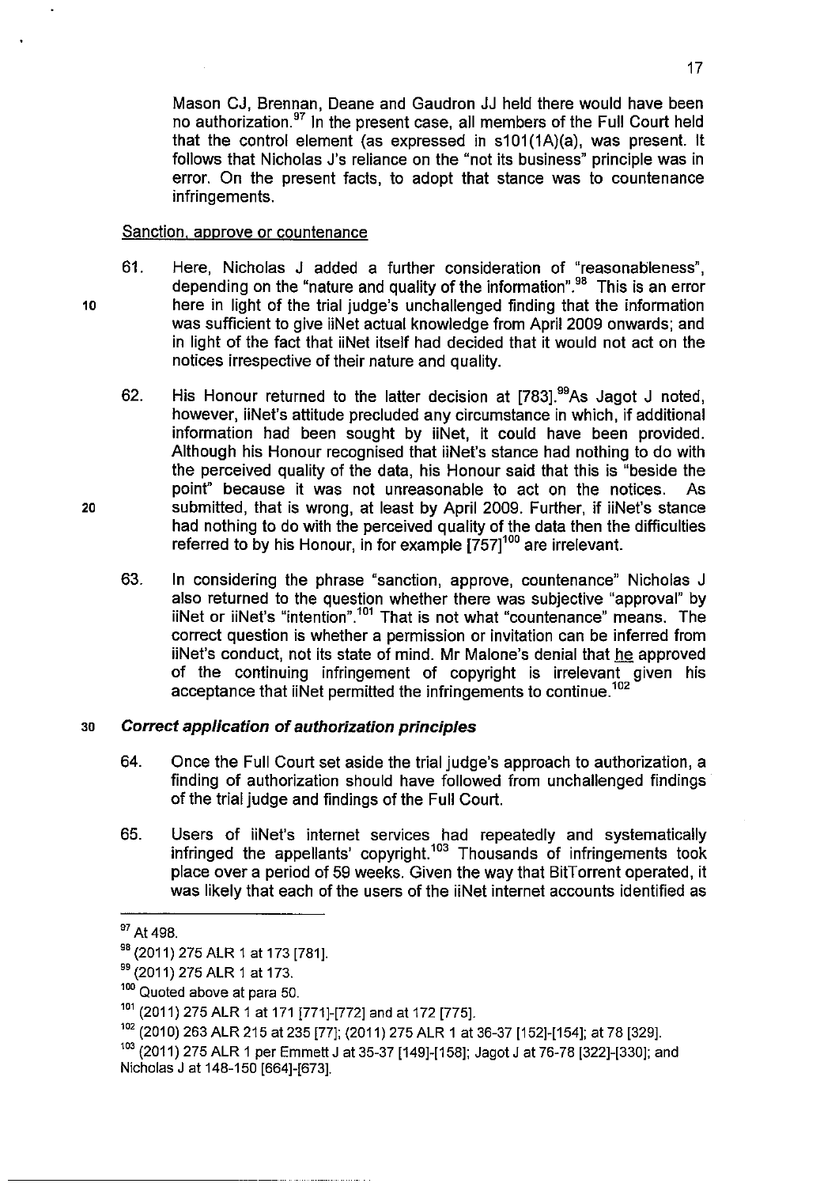Mason CJ, Brennan, Deane and Gaudron JJ held there would have been no authorization.[97] In the present case, all members of the Full Court held that the control element (as expressed in s101(1A)(a), was present. It follows that Nicholas J's reliance on the "not its business" principle was in error. On the present facts, to adopt that stance was to countenance infringements.

Sanction, approve or countenance

61. Here, Nicholas J added a further consideration of "reasonableness", depending on the "nature and quality of the information".[98] This is an error here in light of the trial judge's unchallenged finding that the information was sufficient to give iiNet actual knowledge from April 2009 onwards; and in light of the fact that iiNet itself had decided that it would not act on the notices irrespective of their nature and quality.

62. His Honour returned to the latter decision at [783].[99] As Jagot J noted, however, iiNet's attitude precluded any circumstance in which, if additional information had been sought by iiNet, it could have been provided. Although his Honour recognised that iiNet's stance had nothing to do with the perceived quality of the data, his Honour said that this is "beside the point" because it was not unreasonable to act on the notices. As submitted, that is wrong, at least by April 2009. Further, if iiNet's stance had nothing to do with the perceived quality of the data then the difficulties referred to by his Honour, in for example [757][100] are irrelevant.

63. In considering the phrase "sanction, approve, countenance" Nicholas J also returned to the question whether there was subjective "approval" by iiNet or iiNet's "intention".[101] That is not what "countenance" means. The correct question is whether a permission or invitation can be inferred from iiNet's conduct, not its state of mind. Mr Malone's denial that he approved of the continuing infringement of copyright is irrelevant given his acceptance that iiNet permitted the infringements to continue.[102]

### *Correct application of authorization principles*

64. Once the Full Court set aside the trial judge's approach to authorization, a finding of authorization should have followed from unchallenged findings of the trial judge and findings of the Full Court.

65. Users of iiNet's internet services had repeatedly and systematically infringed the appellants' copyright.[103] Thousands of infringements took place over a period of 59 weeks. Given the way that BitTorrent operated, it was likely that each of the users of the iiNet internet accounts identified as

---

[97] At 498.

[98] (2011) 275 ALR 1 at 173 [781].

[99] (2011) 275 ALR 1 at 173.

[100] Quoted above at para 50.

[101] (2011) 275 ALR 1 at 171 [771]-[772] and at 172 [775].

[102] (2010) 263 ALR 215 at 235 [77]; (2011) 275 ALR 1 at 36-37 [152]-[154]; at 78 [329].

[103] (2011) 275 ALR 1 per Emmett J at 35-37 [149]-[158]; Jagot J at 76-78 [322]-[330]; and Nicholas J at 148-150 [664]-[673].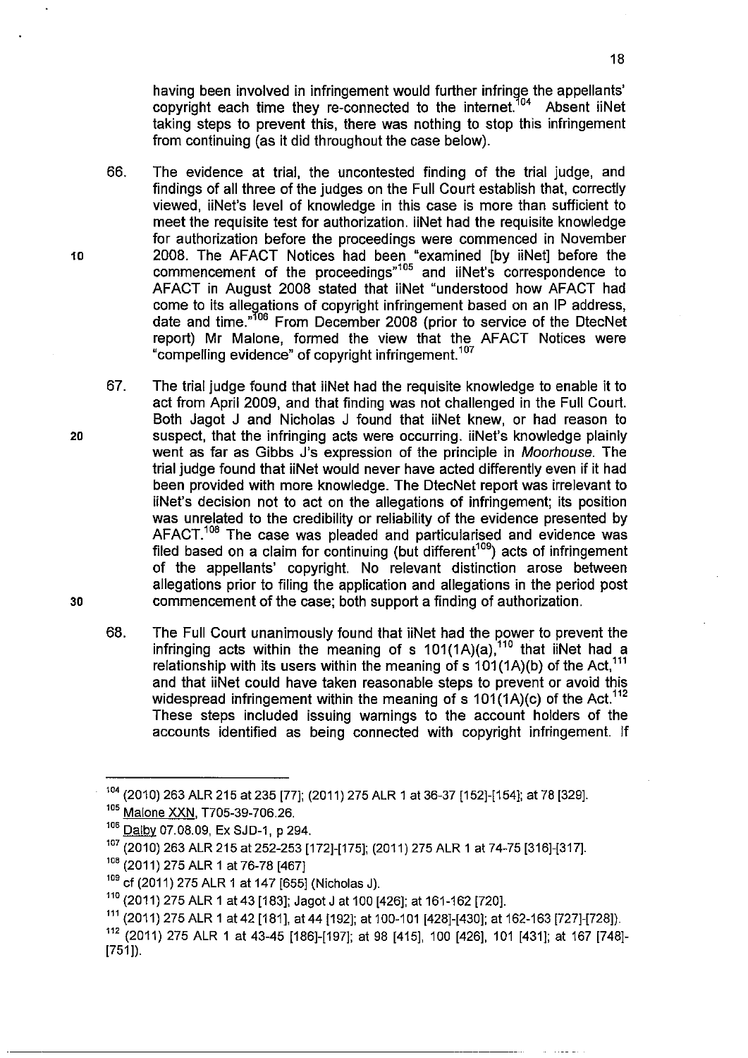having been involved in infringement would further infringe the appellants' copyright each time they re-connected to the internet.[104] Absent iiNet taking steps to prevent this, there was nothing to stop this infringement from continuing (as it did throughout the case below).

66. The evidence at trial, the uncontested finding of the trial judge, and findings of all three of the judges on the Full Court establish that, correctly viewed, iiNet's level of knowledge in this case is more than sufficient to meet the requisite test for authorization. iiNet had the requisite knowledge for authorization before the proceedings were commenced in November 2008. The AFACT Notices had been "examined [by iiNet] before the commencement of the proceedings"[105] and iiNet's correspondence to AFACT in August 2008 stated that iiNet "understood how AFACT had come to its allegations of copyright infringement based on an IP address, date and time."[106] From December 2008 (prior to service of the DtecNet report) Mr Malone, formed the view that the AFACT Notices were "compelling evidence" of copyright infringement.[107]

67. The trial judge found that iiNet had the requisite knowledge to enable it to act from April 2009, and that finding was not challenged in the Full Court. Both Jagot J and Nicholas J found that iiNet knew, or had reason to suspect, that the infringing acts were occurring. iiNet's knowledge plainly went as far as Gibbs J's expression of the principle in *Moorhouse*. The trial judge found that iiNet would never have acted differently even if it had been provided with more knowledge. The DtecNet report was irrelevant to iiNet's decision not to act on the allegations of infringement; its position was unrelated to the credibility or reliability of the evidence presented by AFACT.[108] The case was pleaded and particularised and evidence was filed based on a claim for continuing (but different[109]) acts of infringement of the appellants' copyright. No relevant distinction arose between allegations prior to filing the application and allegations in the period post commencement of the case; both support a finding of authorization.

68. The Full Court unanimously found that iiNet had the power to prevent the infringing acts within the meaning of s 101(1A)(a),[110] that iiNet had a relationship with its users within the meaning of s 101(1A)(b) of the Act,[111] and that iiNet could have taken reasonable steps to prevent or avoid this widespread infringement within the meaning of s 101(1A)(c) of the Act.[112] These steps included issuing warnings to the account holders of the accounts identified as being connected with copyright infringement. If

---

[104] (2010) 263 ALR 215 at 235 [77]; (2011) 275 ALR 1 at 36-37 [152]-[154]; at 78 [329].

[105] Malone XXN, T705-39-706.26.

[106] Dalby 07.08.09, Ex SJD-1, p 294.

[107] (2010) 263 ALR 215 at 252-253 [172]-[175]; (2011) 275 ALR 1 at 74-75 [316]-[317].

[108] (2011) 275 ALR 1 at 76-78 [467]

[109] cf (2011) 275 ALR 1 at 147 [655] (Nicholas J).

[110] (2011) 275 ALR 1 at 43 [183]; Jagot J at 100 [426]; at 161-162 [720].

[111] (2011) 275 ALR 1 at 42 [181], at 44 [192]; at 100-101 [428]-[430]; at 162-163 [727]-[728]).

[112] (2011) 275 ALR 1 at 43-45 [186]-[197]; at 98 [415], 100 [426], 101 [431]; at 167 [748]-[751]).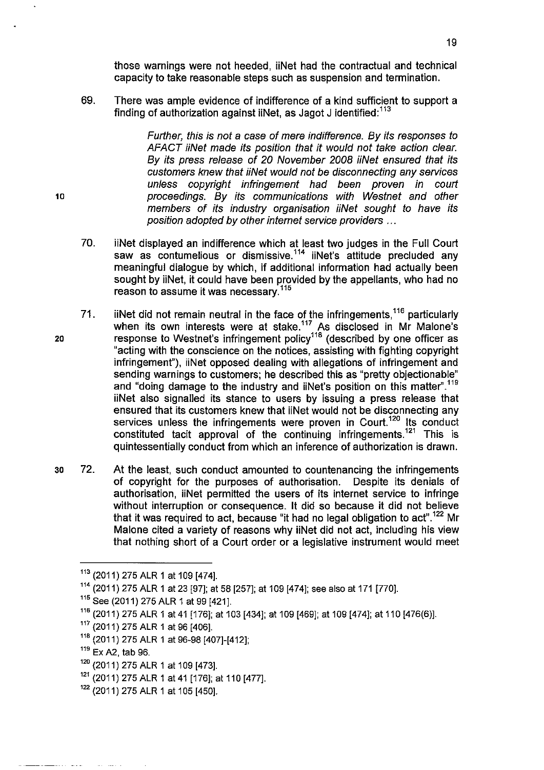those warnings were not heeded, iiNet had the contractual and technical capacity to take reasonable steps such as suspension and termination.

69. There was ample evidence of indifference of a kind sufficient to support a finding of authorization against iiNet, as Jagot J identified:[113]

> *Further, this is not a case of mere indifference. By its responses to AFACT iiNet made its position that it would not take action clear. By its press release of 20 November 2008 iiNet ensured that its customers knew that iiNet would not be disconnecting any services unless copyright infringement had been proven in court proceedings. By its communications with Westnet and other members of its industry organisation iiNet sought to have its position adopted by other internet service providers ...*

70. iiNet displayed an indifference which at least two judges in the Full Court saw as contumelious or dismissive.[114] iiNet's attitude precluded any meaningful dialogue by which, if additional information had actually been sought by iiNet, it could have been provided by the appellants, who had no reason to assume it was necessary.[115]

71. iiNet did not remain neutral in the face of the infringements,[116] particularly when its own interests were at stake.[117] As disclosed in Mr Malone's response to Westnet's infringement policy[118] (described by one officer as "acting with the conscience on the notices, assisting with fighting copyright infringement"), iiNet opposed dealing with allegations of infringement and sending warnings to customers; he described this as "pretty objectionable" and "doing damage to the industry and iiNet's position on this matter".[119] iiNet also signalled its stance to users by issuing a press release that ensured that its customers knew that iiNet would not be disconnecting any services unless the infringements were proven in Court.[120] Its conduct constituted tacit approval of the continuing infringements.[121] This is quintessentially conduct from which an inference of authorization is drawn.

72. At the least, such conduct amounted to countenancing the infringements of copyright for the purposes of authorisation. Despite its denials of authorisation, iiNet permitted the users of its internet service to infringe without interruption or consequence. It did so because it did not believe that it was required to act, because "it had no legal obligation to act".[122] Mr Malone cited a variety of reasons why iiNet did not act, including his view that nothing short of a Court order or a legislative instrument would meet

---

[113] (2011) 275 ALR 1 at 109 [474].

[114] (2011) 275 ALR 1 at 23 [97]; at 58 [257]; at 109 [474]; see also at 171 [770].

[115] See (2011) 275 ALR 1 at 99 [421].

[116] (2011) 275 ALR 1 at 41 [176]; at 103 [434]; at 109 [469]; at 109 [474]; at 110 [476(6)].

[117] (2011) 275 ALR 1 at 96 [406].

[118] (2011) 275 ALR 1 at 96-98 [407]-[412];

[119] Ex A2, tab 96.

[120] (2011) 275 ALR 1 at 109 [473].

[121] (2011) 275 ALR 1 at 41 [176]; at 110 [477].

[122] (2011) 275 ALR 1 at 105 [450].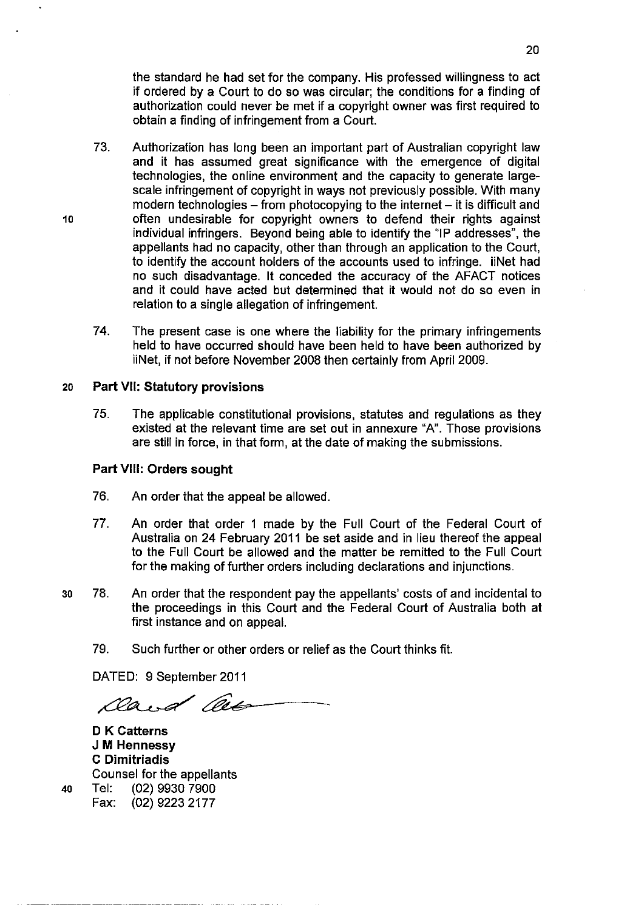the standard he had set for the company. His professed willingness to act if ordered by a Court to do so was circular; the conditions for a finding of authorization could never be met if a copyright owner was first required to obtain a finding of infringement from a Court.

73. Authorization has long been an important part of Australian copyright law and it has assumed great significance with the emergence of digital technologies, the online environment and the capacity to generate large-scale infringement of copyright in ways not previously possible. With many modern technologies – from photocopying to the internet – it is difficult and often undesirable for copyright owners to defend their rights against individual infringers. Beyond being able to identify the "IP addresses", the appellants had no capacity, other than through an application to the Court, to identify the account holders of the accounts used to infringe. iiNet had no such disadvantage. It conceded the accuracy of the AFACT notices and it could have acted but determined that it would not do so even in relation to a single allegation of infringement.

74. The present case is one where the liability for the primary infringements held to have occurred should have been held to have been authorized by iiNet, if not before November 2008 then certainly from April 2009.

## Part VII: Statutory provisions

75. The applicable constitutional provisions, statutes and regulations as they existed at the relevant time are set out in annexure "A". Those provisions are still in force, in that form, at the date of making the submissions.

## Part VIII: Orders sought

76. An order that the appeal be allowed.

77. An order that order 1 made by the Full Court of the Federal Court of Australia on 24 February 2011 be set aside and in lieu thereof the appeal to the Full Court be allowed and the matter be remitted to the Full Court for the making of further orders including declarations and injunctions.

78. An order that the respondent pay the appellants' costs of and incidental to the proceedings in this Court and the Federal Court of Australia both at first instance and on appeal.

79. Such further or other orders or relief as the Court thinks fit.

DATED: 9 September 2011

**D K Catterns**
**J M Hennessy**
**C Dimitriadis**
Counsel for the appellants
Tel: (02) 9930 7900
Fax: (02) 9223 2177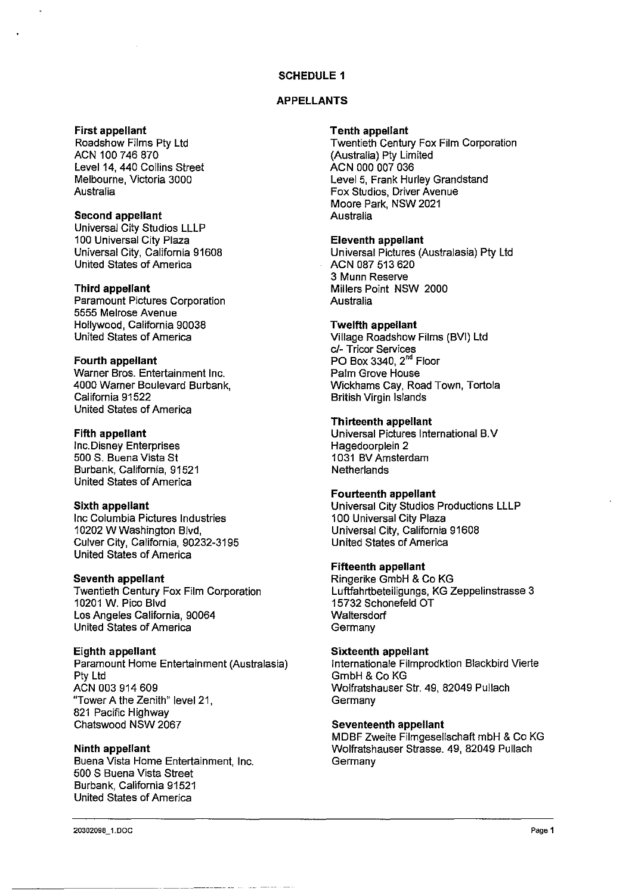## SCHEDULE 1

## APPELLANTS

**First appellant**
Roadshow Films Pty Ltd
ACN 100 746 870
Level 14, 440 Collins Street
Melbourne, Victoria 3000
Australia

**Second appellant**
Universal City Studios LLLP
100 Universal City Plaza
Universal City, California 91608
United States of America

**Third appellant**
Paramount Pictures Corporation
5555 Melrose Avenue
Hollywood, California 90038
United States of America

**Fourth appellant**
Warner Bros. Entertainment Inc.
4000 Warner Boulevard Burbank,
California 91522
United States of America

**Fifth appellant**
Inc.Disney Enterprises
500 S. Buena Vista St
Burbank, California, 91521
United States of America

**Sixth appellant**
Inc Columbia Pictures Industries
10202 W Washington Blvd,
Culver City, California, 90232-3195
United States of America

**Seventh appellant**
Twentieth Century Fox Film Corporation
10201 W. Pico Blvd
Los Angeles California, 90064
United States of America

**Eighth appellant**
Paramount Home Entertainment (Australasia)
Pty Ltd
ACN 003 914 609
"Tower A the Zenith" level 21,
821 Pacific Highway
Chatswood NSW 2067

**Ninth appellant**
Buena Vista Home Entertainment, Inc.
500 S Buena Vista Street
Burbank, California 91521
United States of America

**Tenth appellant**
Twentieth Century Fox Film Corporation
(Australia) Pty Limited
ACN 000 007 036
Level 5, Frank Hurley Grandstand
Fox Studios, Driver Avenue
Moore Park, NSW 2021
Australia

**Eleventh appellant**
Universal Pictures (Australasia) Pty Ltd
ACN 087 513 620
3 Munn Reserve
Millers Point NSW 2000
Australia

**Twelfth appellant**
Village Roadshow Films (BVI) Ltd
c/- Tricor Services
PO Box 3340, 2nd Floor
Palm Grove House
Wickhams Cay, Road Town, Tortola
British Virgin Islands

**Thirteenth appellant**
Universal Pictures International B.V
Hagedoorplein 2
1031 BV Amsterdam
Netherlands

**Fourteenth appellant**
Universal City Studios Productions LLLP
100 Universal City Plaza
Universal City, California 91608
United States of America

**Fifteenth appellant**
Ringerike GmbH & Co KG
Luftfahrtbeteiligungs, KG Zeppelinstrasse 3
15732 Schonefeld OT
Waltersdorf
Germany

**Sixteenth appellant**
Internationale Filmprodktion Blackbird Vierte
GmbH & Co KG
Wolfratshauser Str. 49, 82049 Pullach
Germany

**Seventeenth appellant**
MDBF Zweite Filmgesellschaft mbH & Co KG
Wolfratshauser Strasse. 49, 82049 Pullach
Germany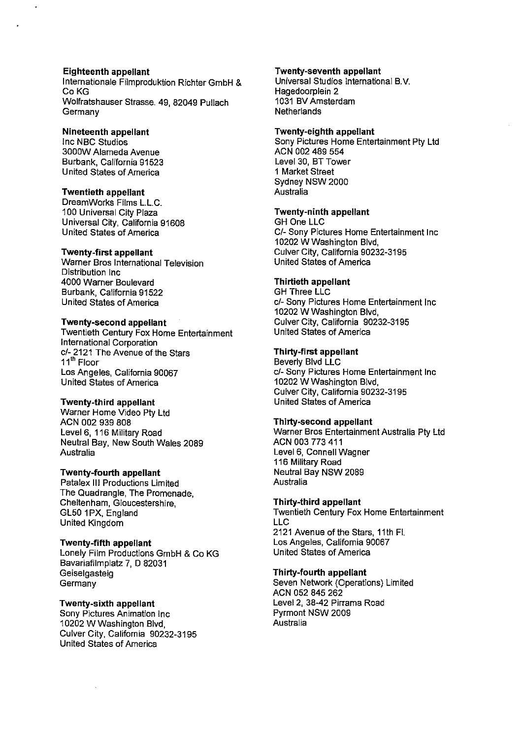**Eighteenth appellant**
Internationale Filmproduktion Richter GmbH & Co KG
Wolfratshauser Strasse. 49, 82049 Pullach
Germany

**Nineteenth appellant**
Inc NBC Studios
3000W Alameda Avenue
Burbank, California 91523
United States of America

**Twentieth appellant**
DreamWorks Films L.L.C.
100 Universal City Plaza
Universal City, California 91608
United States of America

**Twenty-first appellant**
Warner Bros International Television Distribution Inc
4000 Warner Boulevard
Burbank, California 91522
United States of America

**Twenty-second appellant**
Twentieth Century Fox Home Entertainment International Corporation
c/- 2121 The Avenue of the Stars
11th Floor
Los Angeles, California 90067
United States of America

**Twenty-third appellant**
Warner Home Video Pty Ltd
ACN 002 939 808
Level 6, 116 Military Road
Neutral Bay, New South Wales 2089
Australia

**Twenty-fourth appellant**
Patalex III Productions Limited
The Quadrangle, The Promenade,
Cheltenham, Gloucestershire,
GL50 1PX, England
United Kingdom

**Twenty-fifth appellant**
Lonely Film Productions GmbH & Co KG
Bavariafilmplatz 7, D 82031
Geiselgasteig
Germany

**Twenty-sixth appellant**
Sony Pictures Animation Inc
10202 W Washington Blvd,
Culver City, California 90232-3195
United States of America

**Twenty-seventh appellant**
Universal Studios International B.V.
Hagedoorplein 2
1031 BV Amsterdam
Netherlands

**Twenty-eighth appellant**
Sony Pictures Home Entertainment Pty Ltd
ACN 002 489 554
Level 30, BT Tower
1 Market Street
Sydney NSW 2000
Australia

**Twenty-ninth appellant**
GH One LLC
C/- Sony Pictures Home Entertainment Inc
10202 W Washington Blvd,
Culver City, California 90232-3195
United States of America

**Thirtieth appellant**
GH Three LLC
c/- Sony Pictures Home Entertainment Inc
10202 W Washington Blvd,
Culver City, California 90232-3195
United States of America

**Thirty-first appellant**
Beverly Blvd LLC
c/- Sony Pictures Home Entertainment Inc
10202 W Washington Blvd,
Culver City, California 90232-3195
United States of America

**Thirty-second appellant**
Warner Bros Entertainment Australia Pty Ltd
ACN 003 773 411
Level 6, Connell Wagner
116 Military Road
Neutral Bay NSW 2089
Australia

**Thirty-third appellant**
Twentieth Century Fox Home Entertainment LLC
2121 Avenue of the Stars, 11th Fl.
Los Angeles, California 90067
United States of America

**Thirty-fourth appellant**
Seven Network (Operations) Limited
ACN 052 845 262
Level 2, 38-42 Pirrama Road
Pyrmont NSW 2009
Australia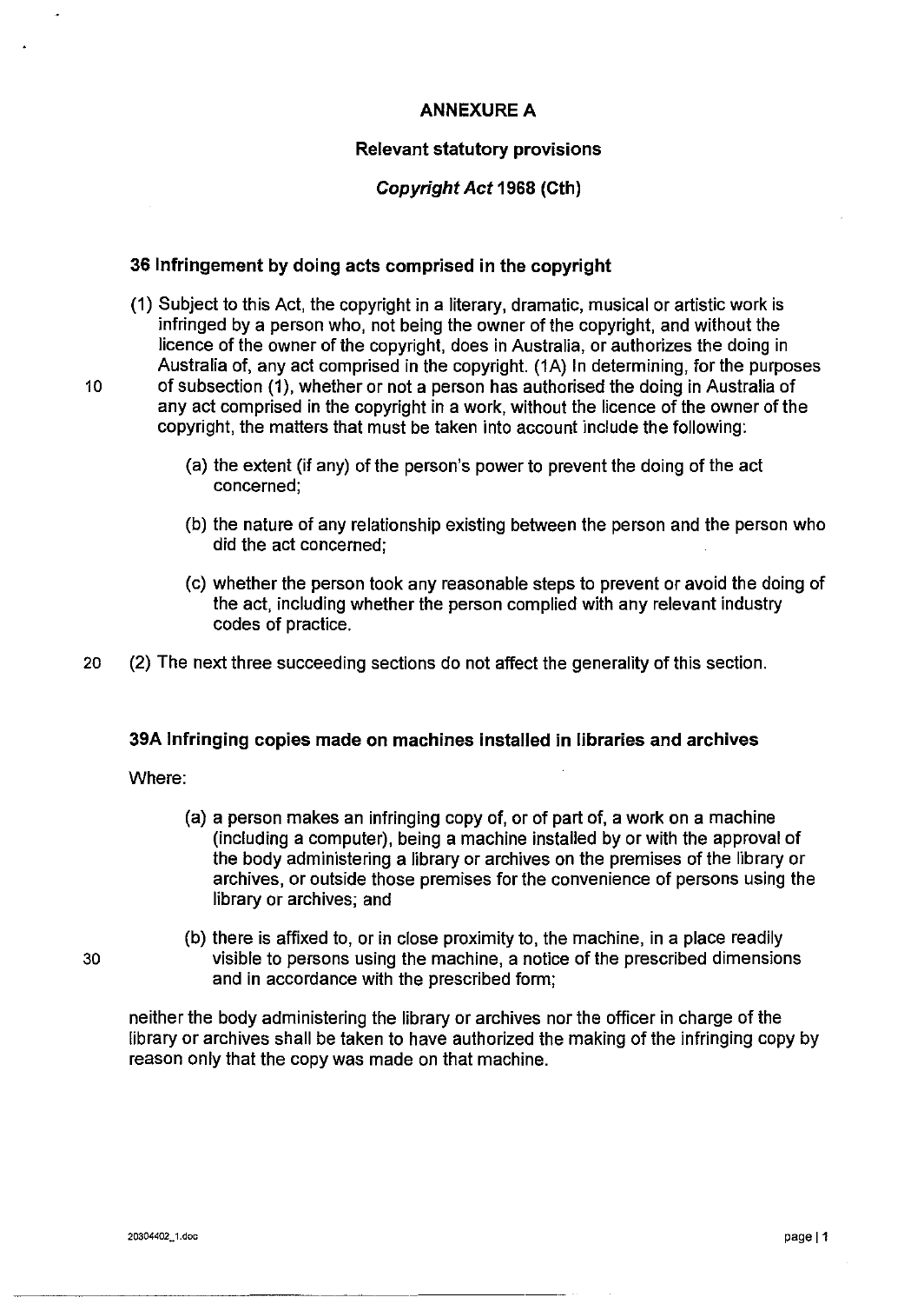# ANNEXURE A

## Relevant statutory provisions

## *Copyright Act* 1968 (Cth)

### 36 Infringement by doing acts comprised in the copyright

(1) Subject to this Act, the copyright in a literary, dramatic, musical or artistic work is infringed by a person who, not being the owner of the copyright, and without the licence of the owner of the copyright, does in Australia, or authorizes the doing in Australia of, any act comprised in the copyright. (1A) In determining, for the purposes of subsection (1), whether or not a person has authorised the doing in Australia of any act comprised in the copyright in a work, without the licence of the owner of the copyright, the matters that must be taken into account include the following:

(a) the extent (if any) of the person's power to prevent the doing of the act concerned;

(b) the nature of any relationship existing between the person and the person who did the act concerned;

(c) whether the person took any reasonable steps to prevent or avoid the doing of the act, including whether the person complied with any relevant industry codes of practice.

(2) The next three succeeding sections do not affect the generality of this section.

### 39A Infringing copies made on machines installed in libraries and archives

Where:

(a) a person makes an infringing copy of, or of part of, a work on a machine (including a computer), being a machine installed by or with the approval of the body administering a library or archives on the premises of the library or archives, or outside those premises for the convenience of persons using the library or archives; and

(b) there is affixed to, or in close proximity to, the machine, in a place readily visible to persons using the machine, a notice of the prescribed dimensions and in accordance with the prescribed form;

neither the body administering the library or archives nor the officer in charge of the library or archives shall be taken to have authorized the making of the infringing copy by reason only that the copy was made on that machine.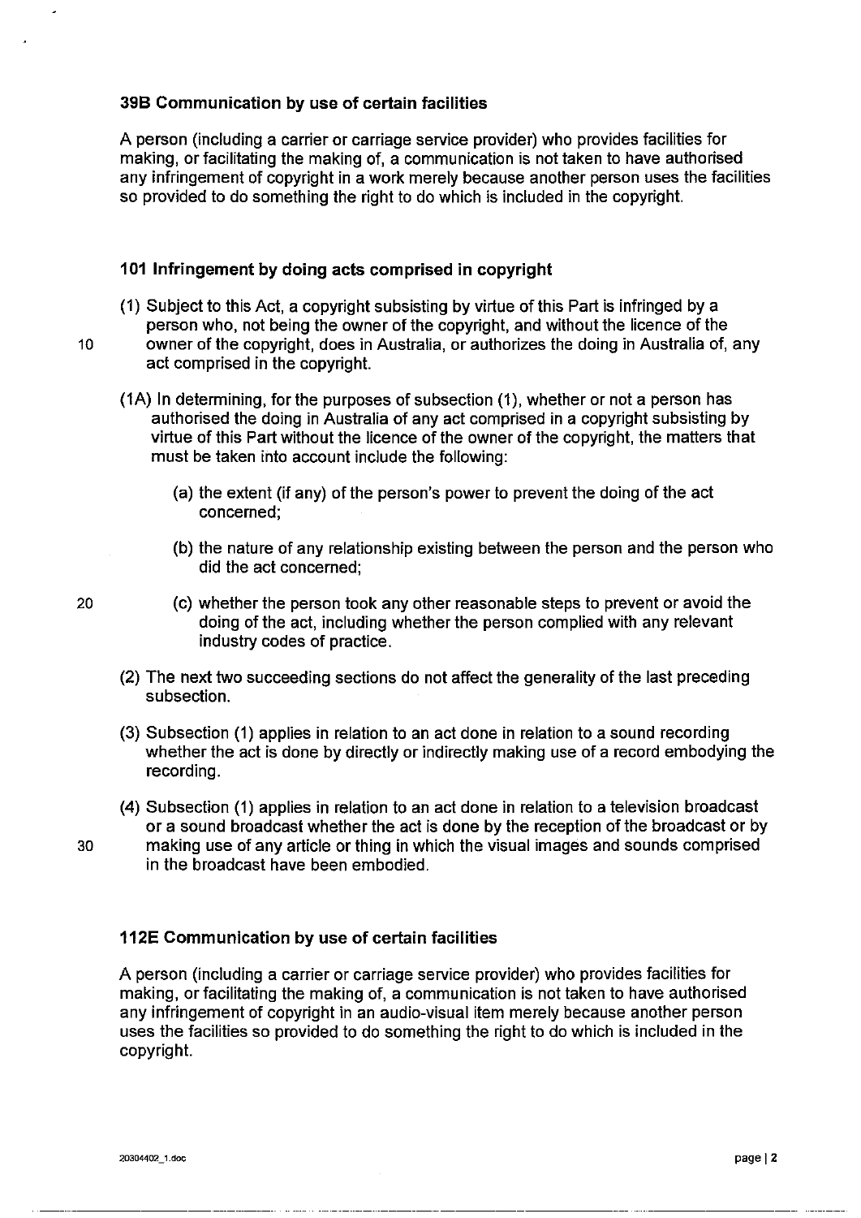### 39B Communication by use of certain facilities

A person (including a carrier or carriage service provider) who provides facilities for making, or facilitating the making of, a communication is not taken to have authorised any infringement of copyright in a work merely because another person uses the facilities so provided to do something the right to do which is included in the copyright.

### 101 Infringement by doing acts comprised in copyright

(1) Subject to this Act, a copyright subsisting by virtue of this Part is infringed by a person who, not being the owner of the copyright, and without the licence of the owner of the copyright, does in Australia, or authorizes the doing in Australia of, any act comprised in the copyright.

(1A) In determining, for the purposes of subsection (1), whether or not a person has authorised the doing in Australia of any act comprised in a copyright subsisting by virtue of this Part without the licence of the owner of the copyright, the matters that must be taken into account include the following:

(a) the extent (if any) of the person's power to prevent the doing of the act concerned;

(b) the nature of any relationship existing between the person and the person who did the act concerned;

(c) whether the person took any other reasonable steps to prevent or avoid the doing of the act, including whether the person complied with any relevant industry codes of practice.

(2) The next two succeeding sections do not affect the generality of the last preceding subsection.

(3) Subsection (1) applies in relation to an act done in relation to a sound recording whether the act is done by directly or indirectly making use of a record embodying the recording.

(4) Subsection (1) applies in relation to an act done in relation to a television broadcast or a sound broadcast whether the act is done by the reception of the broadcast or by making use of any article or thing in which the visual images and sounds comprised in the broadcast have been embodied.

### 112E Communication by use of certain facilities

A person (including a carrier or carriage service provider) who provides facilities for making, or facilitating the making of, a communication is not taken to have authorised any infringement of copyright in an audio-visual item merely because another person uses the facilities so provided to do something the right to do which is included in the copyright.